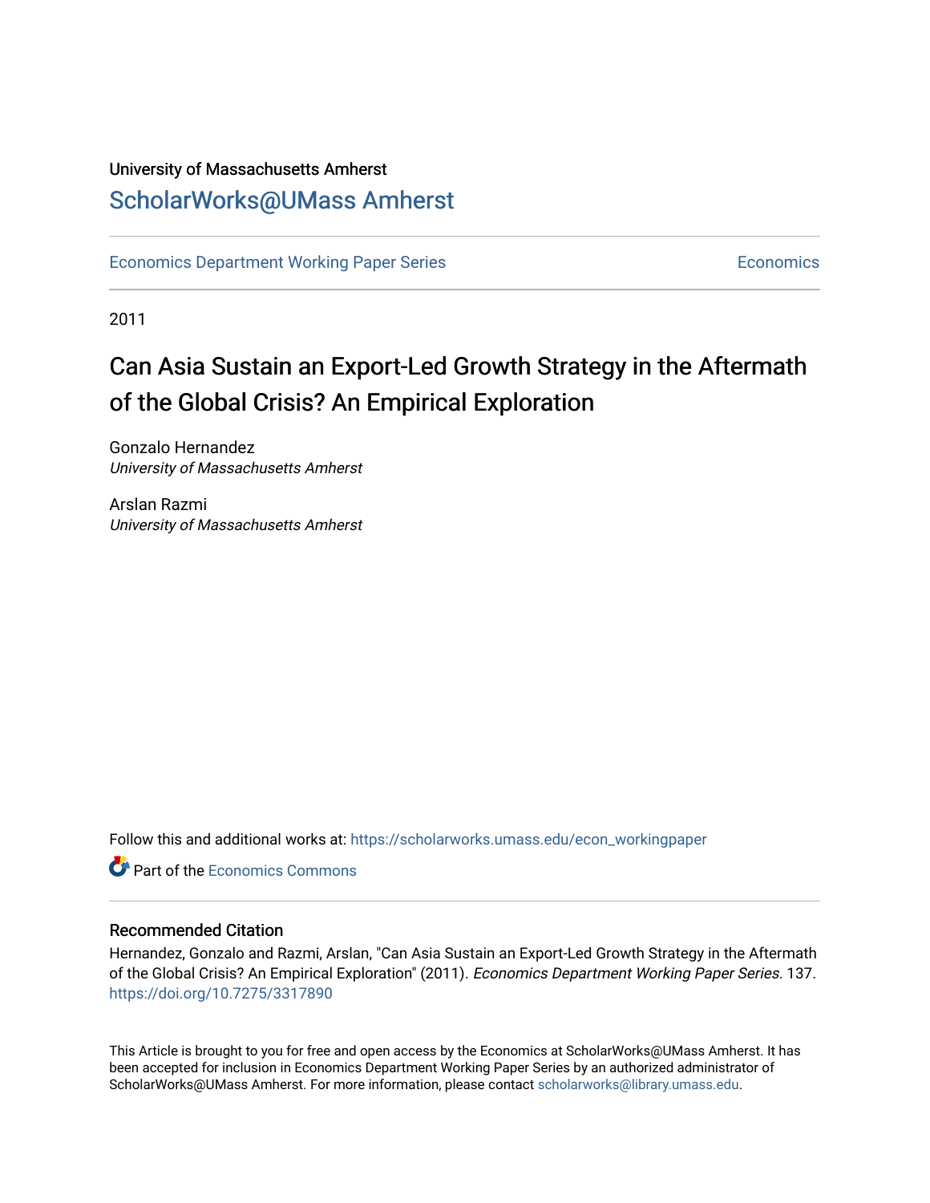University of Massachusetts Amherst

# ScholarWorks@UMass Amherst

Economics Department Working Paper Series

Economics

2011

# Can Asia Sustain an Export-Led Growth Strategy in the Aftermath of the Global Crisis? An Empirical Exploration

Gonzalo Hernandez
*University of Massachusetts Amherst*

Arslan Razmi
*University of Massachusetts Amherst*

Follow this and additional works at: https://scholarworks.umass.edu/econ_workingpaper

Part of the Economics Commons

## Recommended Citation

Hernandez, Gonzalo and Razmi, Arslan, "Can Asia Sustain an Export-Led Growth Strategy in the Aftermath of the Global Crisis? An Empirical Exploration" (2011). *Economics Department Working Paper Series*. 137. https://doi.org/10.7275/3317890

This Article is brought to you for free and open access by the Economics at ScholarWorks@UMass Amherst. It has been accepted for inclusion in Economics Department Working Paper Series by an authorized administrator of ScholarWorks@UMass Amherst. For more information, please contact scholarworks@library.umass.edu.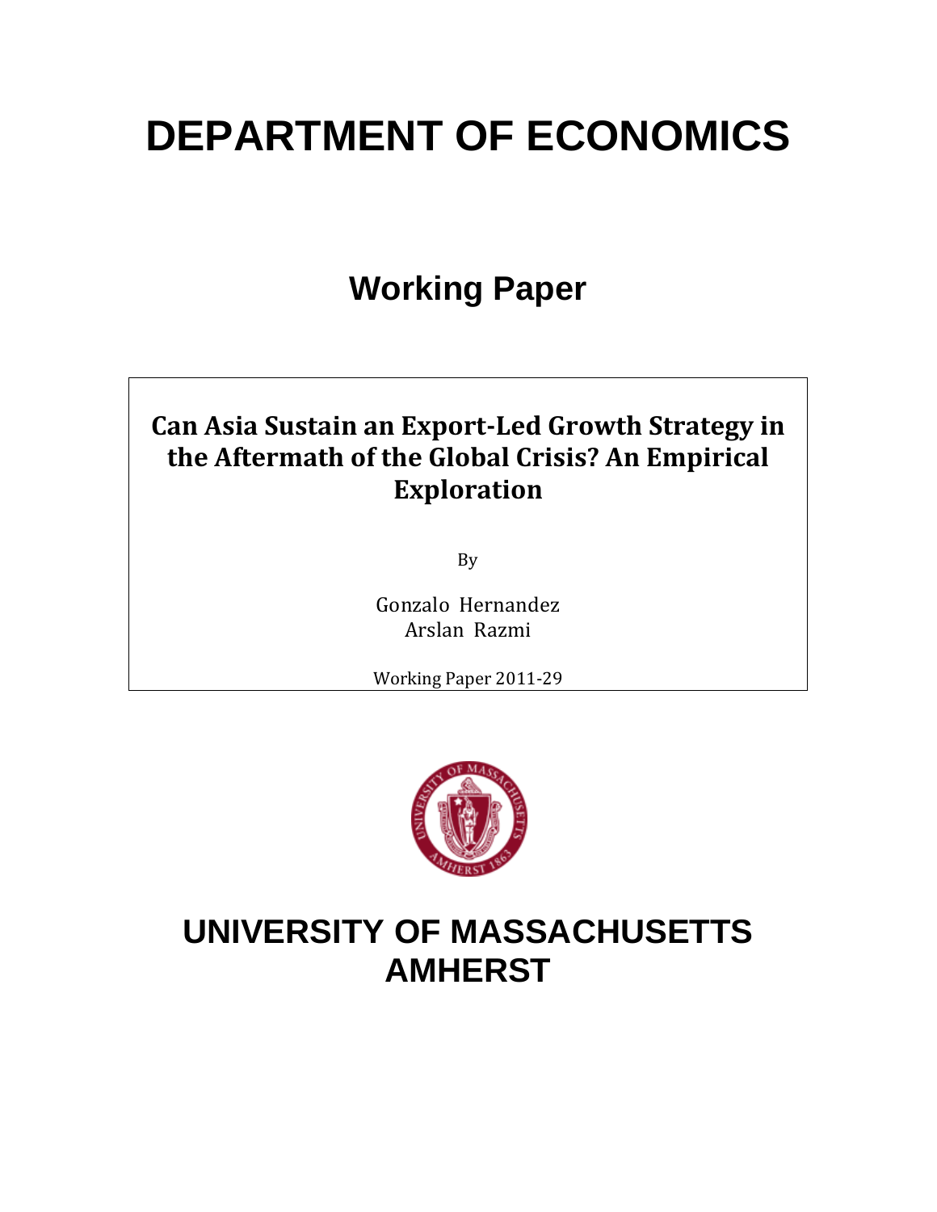# DEPARTMENT OF ECONOMICS

## Working Paper

**Can Asia Sustain an Export-Led Growth Strategy in the Aftermath of the Global Crisis? An Empirical Exploration**

By

Gonzalo Hernandez
Arslan Razmi

Working Paper 2011-29

# UNIVERSITY OF MASSACHUSETTS AMHERST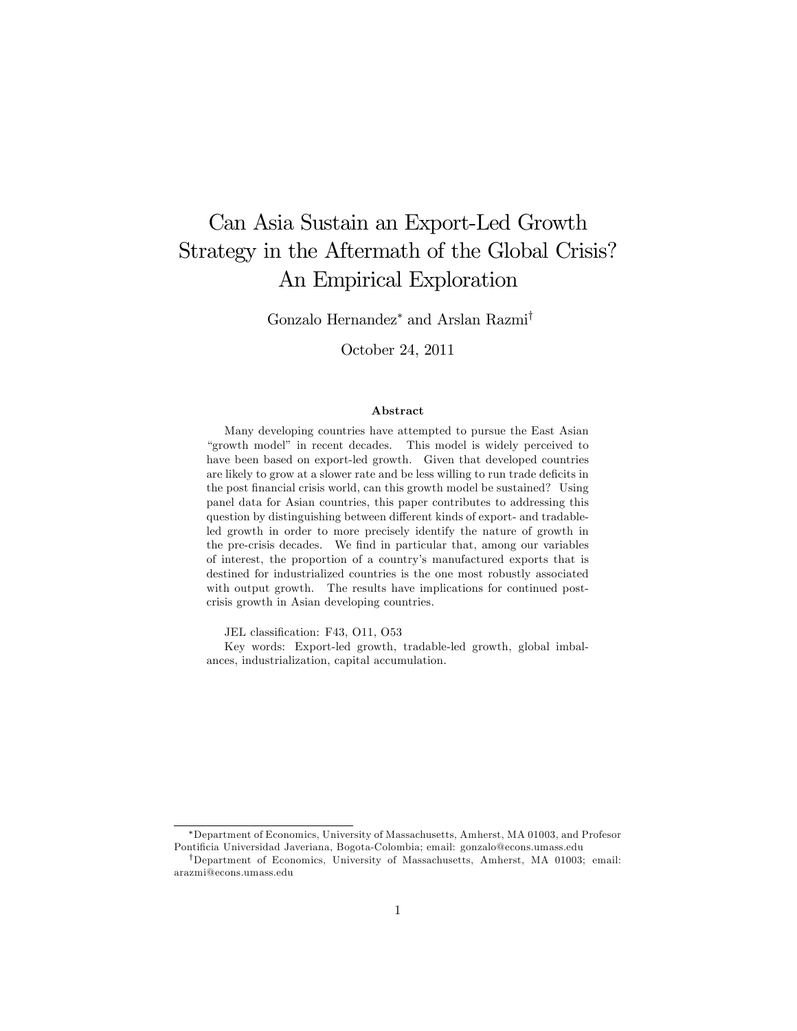# Can Asia Sustain an Export-Led Growth Strategy in the Aftermath of the Global Crisis? An Empirical Exploration

Gonzalo Hernandez[*] and Arslan Razmi[†]

October 24, 2011

**Abstract**

Many developing countries have attempted to pursue the East Asian "growth model" in recent decades. This model is widely perceived to have been based on export-led growth. Given that developed countries are likely to grow at a slower rate and be less willing to run trade deficits in the post financial crisis world, can this growth model be sustained? Using panel data for Asian countries, this paper contributes to addressing this question by distinguishing between different kinds of export- and tradable-led growth in order to more precisely identify the nature of growth in the pre-crisis decades. We find in particular that, among our variables of interest, the proportion of a country's manufactured exports that is destined for industrialized countries is the one most robustly associated with output growth. The results have implications for continued post-crisis growth in Asian developing countries.

JEL classification: F43, O11, O53

Key words: Export-led growth, tradable-led growth, global imbalances, industrialization, capital accumulation.

---

[*] Department of Economics, University of Massachusetts, Amherst, MA 01003, and Profesor Pontificia Universidad Javeriana, Bogota-Colombia; email: gonzalo@econs.umass.edu

[†] Department of Economics, University of Massachusetts, Amherst, MA 01003; email: arazmi@econs.umass.edu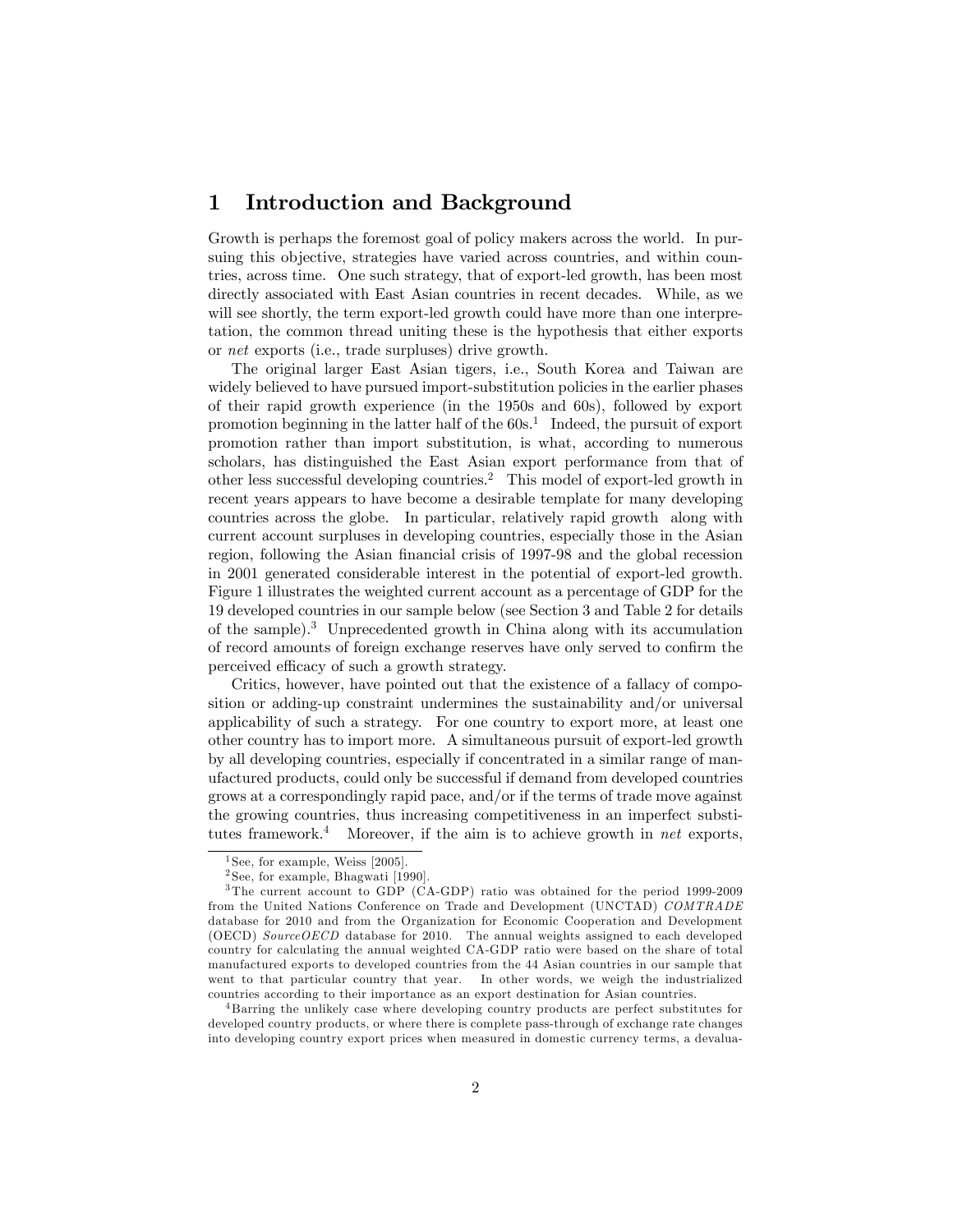# 1 Introduction and Background

Growth is perhaps the foremost goal of policy makers across the world. In pursuing this objective, strategies have varied across countries, and within countries, across time. One such strategy, that of export-led growth, has been most directly associated with East Asian countries in recent decades. While, as we will see shortly, the term export-led growth could have more than one interpretation, the common thread uniting these is the hypothesis that either exports or *net* exports (i.e., trade surpluses) drive growth.

The original larger East Asian tigers, i.e., South Korea and Taiwan are widely believed to have pursued import-substitution policies in the earlier phases of their rapid growth experience (in the 1950s and 60s), followed by export promotion beginning in the latter half of the 60s.[1] Indeed, the pursuit of export promotion rather than import substitution, is what, according to numerous scholars, has distinguished the East Asian export performance from that of other less successful developing countries.[2] This model of export-led growth in recent years appears to have become a desirable template for many developing countries across the globe. In particular, relatively rapid growth along with current account surpluses in developing countries, especially those in the Asian region, following the Asian financial crisis of 1997-98 and the global recession in 2001 generated considerable interest in the potential of export-led growth. Figure 1 illustrates the weighted current account as a percentage of GDP for the 19 developed countries in our sample below (see Section 3 and Table 2 for details of the sample).[3] Unprecedented growth in China along with its accumulation of record amounts of foreign exchange reserves have only served to confirm the perceived efficacy of such a growth strategy.

Critics, however, have pointed out that the existence of a fallacy of composition or adding-up constraint undermines the sustainability and/or universal applicability of such a strategy. For one country to export more, at least one other country has to import more. A simultaneous pursuit of export-led growth by all developing countries, especially if concentrated in a similar range of manufactured products, could only be successful if demand from developed countries grows at a correspondingly rapid pace, and/or if the terms of trade move against the growing countries, thus increasing competitiveness in an imperfect substitutes framework.[4] Moreover, if the aim is to achieve growth in *net* exports,

[1] See, for example, Weiss [2005].

[2] See, for example, Bhagwati [1990].

[3] The current account to GDP (CA-GDP) ratio was obtained for the period 1999-2009 from the United Nations Conference on Trade and Development (UNCTAD) *COMTRADE* database for 2010 and from the Organization for Economic Cooperation and Development (OECD) *SourceOECD* database for 2010. The annual weights assigned to each developed country for calculating the annual weighted CA-GDP ratio were based on the share of total manufactured exports to developed countries from the 44 Asian countries in our sample that went to that particular country that year. In other words, we weigh the industrialized countries according to their importance as an export destination for Asian countries.

[4] Barring the unlikely case where developing country products are perfect substitutes for developed country products, or where there is complete pass-through of exchange rate changes into developing country export prices when measured in domestic currency terms, a devalua-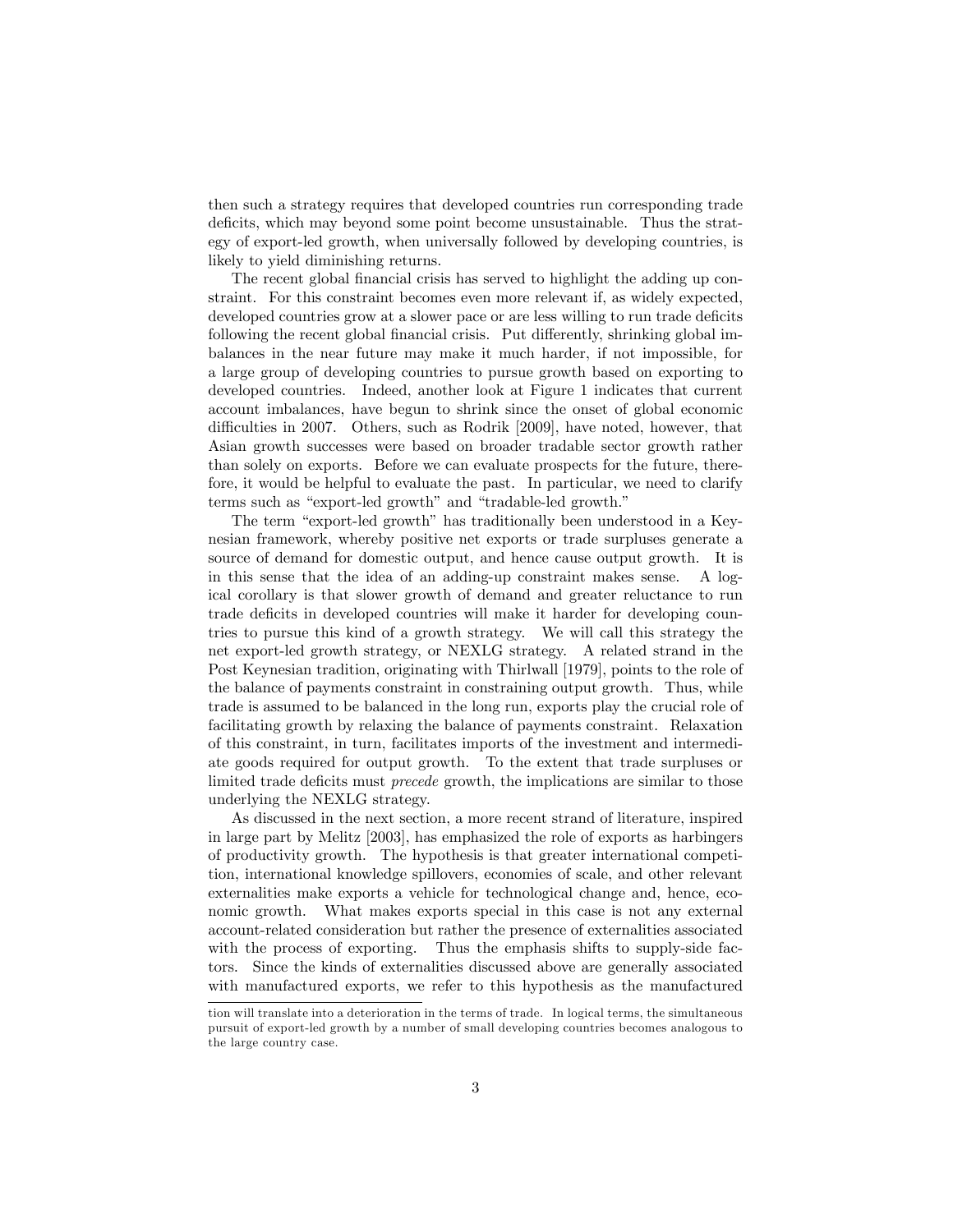then such a strategy requires that developed countries run corresponding trade deficits, which may beyond some point become unsustainable. Thus the strategy of export-led growth, when universally followed by developing countries, is likely to yield diminishing returns.

The recent global financial crisis has served to highlight the adding up constraint. For this constraint becomes even more relevant if, as widely expected, developed countries grow at a slower pace or are less willing to run trade deficits following the recent global financial crisis. Put differently, shrinking global imbalances in the near future may make it much harder, if not impossible, for a large group of developing countries to pursue growth based on exporting to developed countries. Indeed, another look at Figure 1 indicates that current account imbalances, have begun to shrink since the onset of global economic difficulties in 2007. Others, such as Rodrik [2009], have noted, however, that Asian growth successes were based on broader tradable sector growth rather than solely on exports. Before we can evaluate prospects for the future, therefore, it would be helpful to evaluate the past. In particular, we need to clarify terms such as "export-led growth" and "tradable-led growth."

The term "export-led growth" has traditionally been understood in a Keynesian framework, whereby positive net exports or trade surpluses generate a source of demand for domestic output, and hence cause output growth. It is in this sense that the idea of an adding-up constraint makes sense. A logical corollary is that slower growth of demand and greater reluctance to run trade deficits in developed countries will make it harder for developing countries to pursue this kind of a growth strategy. We will call this strategy the net export-led growth strategy, or NEXLG strategy. A related strand in the Post Keynesian tradition, originating with Thirlwall [1979], points to the role of the balance of payments constraint in constraining output growth. Thus, while trade is assumed to be balanced in the long run, exports play the crucial role of facilitating growth by relaxing the balance of payments constraint. Relaxation of this constraint, in turn, facilitates imports of the investment and intermediate goods required for output growth. To the extent that trade surpluses or limited trade deficits must *precede* growth, the implications are similar to those underlying the NEXLG strategy.

As discussed in the next section, a more recent strand of literature, inspired in large part by Melitz [2003], has emphasized the role of exports as harbingers of productivity growth. The hypothesis is that greater international competition, international knowledge spillovers, economies of scale, and other relevant externalities make exports a vehicle for technological change and, hence, economic growth. What makes exports special in this case is not any external account-related consideration but rather the presence of externalities associated with the process of exporting. Thus the emphasis shifts to supply-side factors. Since the kinds of externalities discussed above are generally associated with manufactured exports, we refer to this hypothesis as the manufactured

---

tion will translate into a deterioration in the terms of trade. In logical terms, the simultaneous pursuit of export-led growth by a number of small developing countries becomes analogous to the large country case.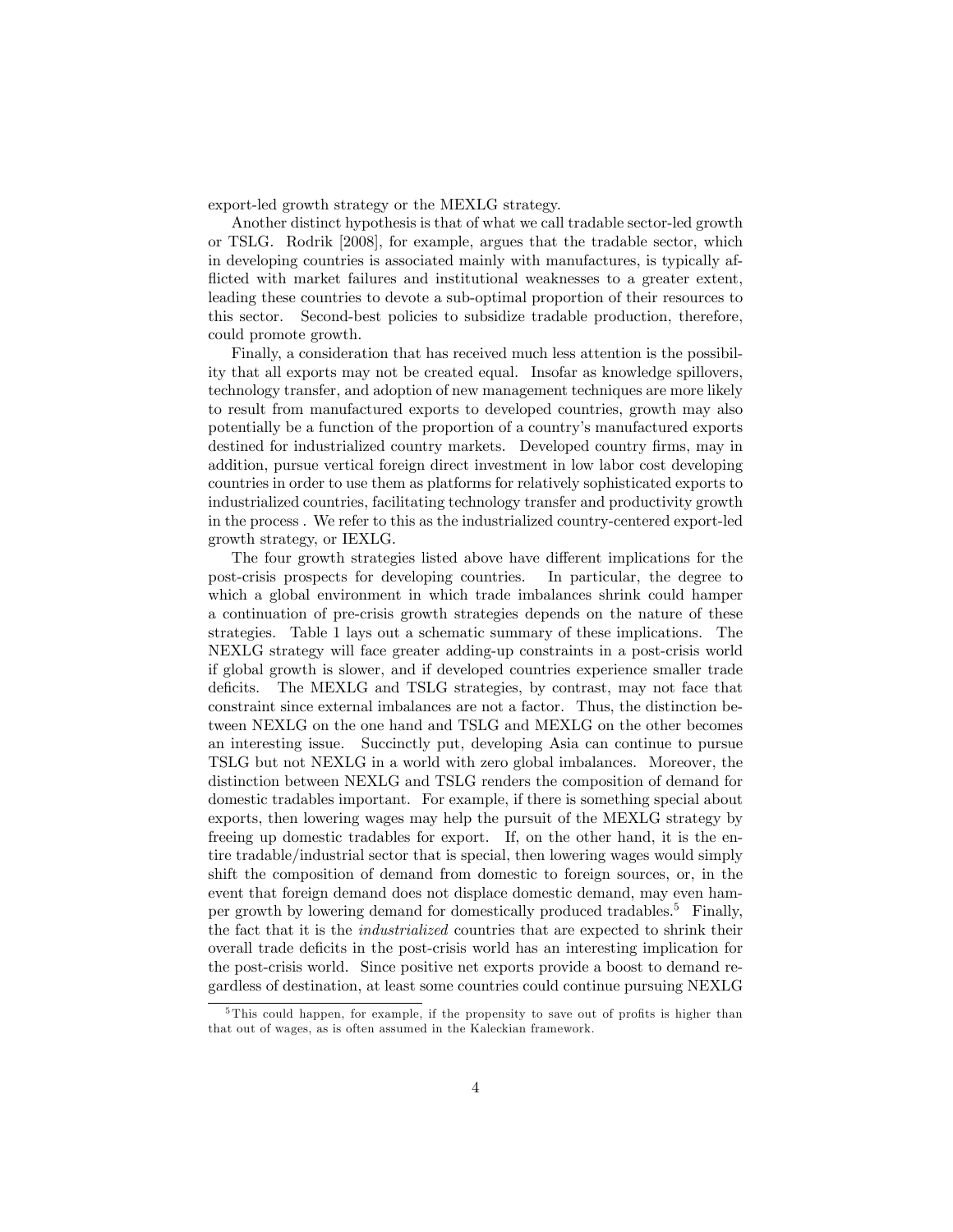export-led growth strategy or the MEXLG strategy.

Another distinct hypothesis is that of what we call tradable sector-led growth or TSLG. Rodrik [2008], for example, argues that the tradable sector, which in developing countries is associated mainly with manufactures, is typically afflicted with market failures and institutional weaknesses to a greater extent, leading these countries to devote a sub-optimal proportion of their resources to this sector. Second-best policies to subsidize tradable production, therefore, could promote growth.

Finally, a consideration that has received much less attention is the possibility that all exports may not be created equal. Insofar as knowledge spillovers, technology transfer, and adoption of new management techniques are more likely to result from manufactured exports to developed countries, growth may also potentially be a function of the proportion of a country's manufactured exports destined for industrialized country markets. Developed country firms, may in addition, pursue vertical foreign direct investment in low labor cost developing countries in order to use them as platforms for relatively sophisticated exports to industrialized countries, facilitating technology transfer and productivity growth in the process . We refer to this as the industrialized country-centered export-led growth strategy, or IEXLG.

The four growth strategies listed above have different implications for the post-crisis prospects for developing countries. In particular, the degree to which a global environment in which trade imbalances shrink could hamper a continuation of pre-crisis growth strategies depends on the nature of these strategies. Table 1 lays out a schematic summary of these implications. The NEXLG strategy will face greater adding-up constraints in a post-crisis world if global growth is slower, and if developed countries experience smaller trade deficits. The MEXLG and TSLG strategies, by contrast, may not face that constraint since external imbalances are not a factor. Thus, the distinction between NEXLG on the one hand and TSLG and MEXLG on the other becomes an interesting issue. Succinctly put, developing Asia can continue to pursue TSLG but not NEXLG in a world with zero global imbalances. Moreover, the distinction between NEXLG and TSLG renders the composition of demand for domestic tradables important. For example, if there is something special about exports, then lowering wages may help the pursuit of the MEXLG strategy by freeing up domestic tradables for export. If, on the other hand, it is the entire tradable/industrial sector that is special, then lowering wages would simply shift the composition of demand from domestic to foreign sources, or, in the event that foreign demand does not displace domestic demand, may even hamper growth by lowering demand for domestically produced tradables.[5] Finally, the fact that it is the *industrialized* countries that are expected to shrink their overall trade deficits in the post-crisis world has an interesting implication for the post-crisis world. Since positive net exports provide a boost to demand regardless of destination, at least some countries could continue pursuing NEXLG

[5] This could happen, for example, if the propensity to save out of profits is higher than that out of wages, as is often assumed in the Kaleckian framework.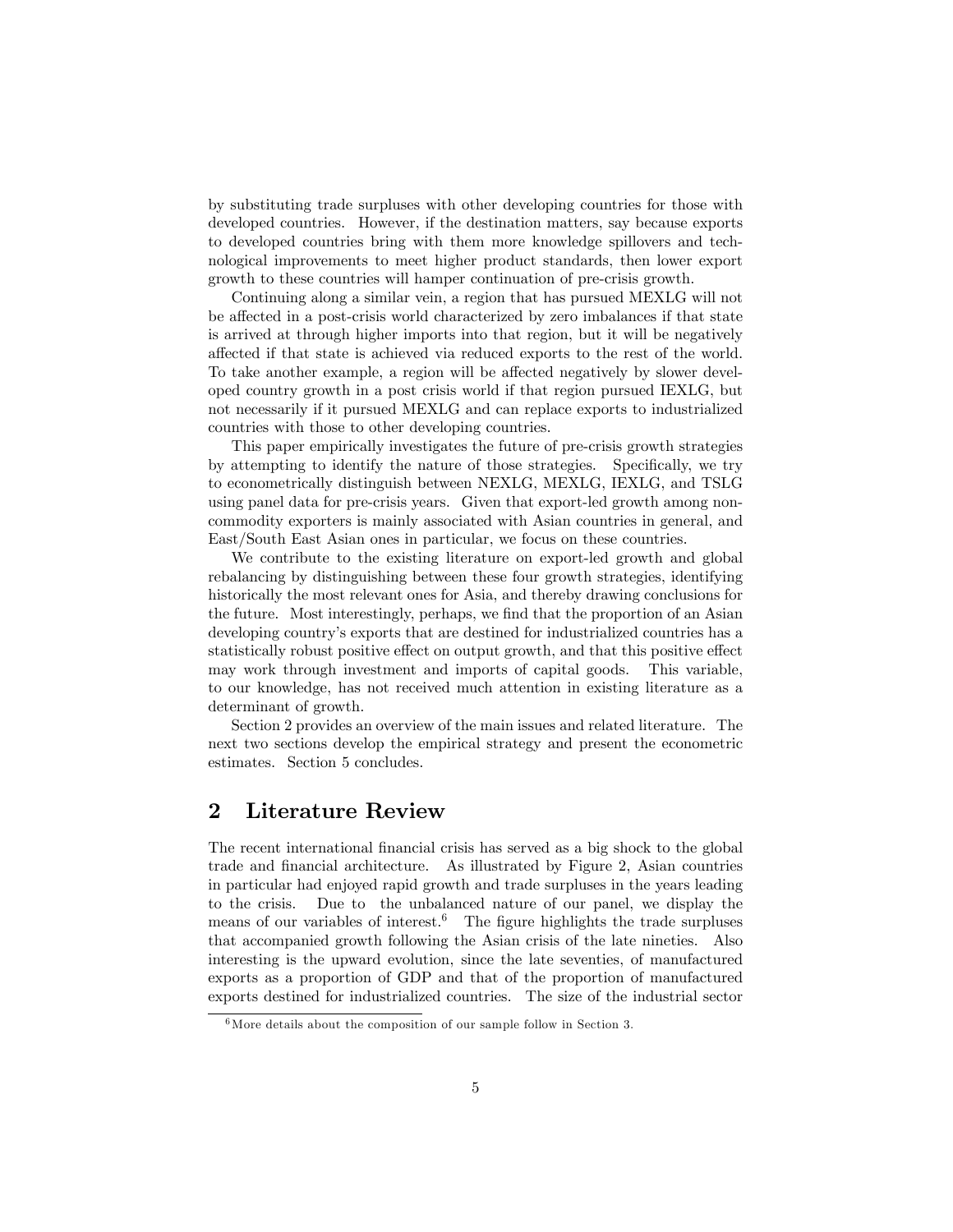by substituting trade surpluses with other developing countries for those with developed countries. However, if the destination matters, say because exports to developed countries bring with them more knowledge spillovers and technological improvements to meet higher product standards, then lower export growth to these countries will hamper continuation of pre-crisis growth.

Continuing along a similar vein, a region that has pursued MEXLG will not be affected in a post-crisis world characterized by zero imbalances if that state is arrived at through higher imports into that region, but it will be negatively affected if that state is achieved via reduced exports to the rest of the world. To take another example, a region will be affected negatively by slower developed country growth in a post crisis world if that region pursued IEXLG, but not necessarily if it pursued MEXLG and can replace exports to industrialized countries with those to other developing countries.

This paper empirically investigates the future of pre-crisis growth strategies by attempting to identify the nature of those strategies. Specifically, we try to econometrically distinguish between NEXLG, MEXLG, IEXLG, and TSLG using panel data for pre-crisis years. Given that export-led growth among non-commodity exporters is mainly associated with Asian countries in general, and East/South East Asian ones in particular, we focus on these countries.

We contribute to the existing literature on export-led growth and global rebalancing by distinguishing between these four growth strategies, identifying historically the most relevant ones for Asia, and thereby drawing conclusions for the future. Most interestingly, perhaps, we find that the proportion of an Asian developing country's exports that are destined for industrialized countries has a statistically robust positive effect on output growth, and that this positive effect may work through investment and imports of capital goods. This variable, to our knowledge, has not received much attention in existing literature as a determinant of growth.

Section 2 provides an overview of the main issues and related literature. The next two sections develop the empirical strategy and present the econometric estimates. Section 5 concludes.

## 2 Literature Review

The recent international financial crisis has served as a big shock to the global trade and financial architecture. As illustrated by Figure 2, Asian countries in particular had enjoyed rapid growth and trade surpluses in the years leading to the crisis. Due to the unbalanced nature of our panel, we display the means of our variables of interest.[6] The figure highlights the trade surpluses that accompanied growth following the Asian crisis of the late nineties. Also interesting is the upward evolution, since the late seventies, of manufactured exports as a proportion of GDP and that of the proportion of manufactured exports destined for industrialized countries. The size of the industrial sector

[6] More details about the composition of our sample follow in Section 3.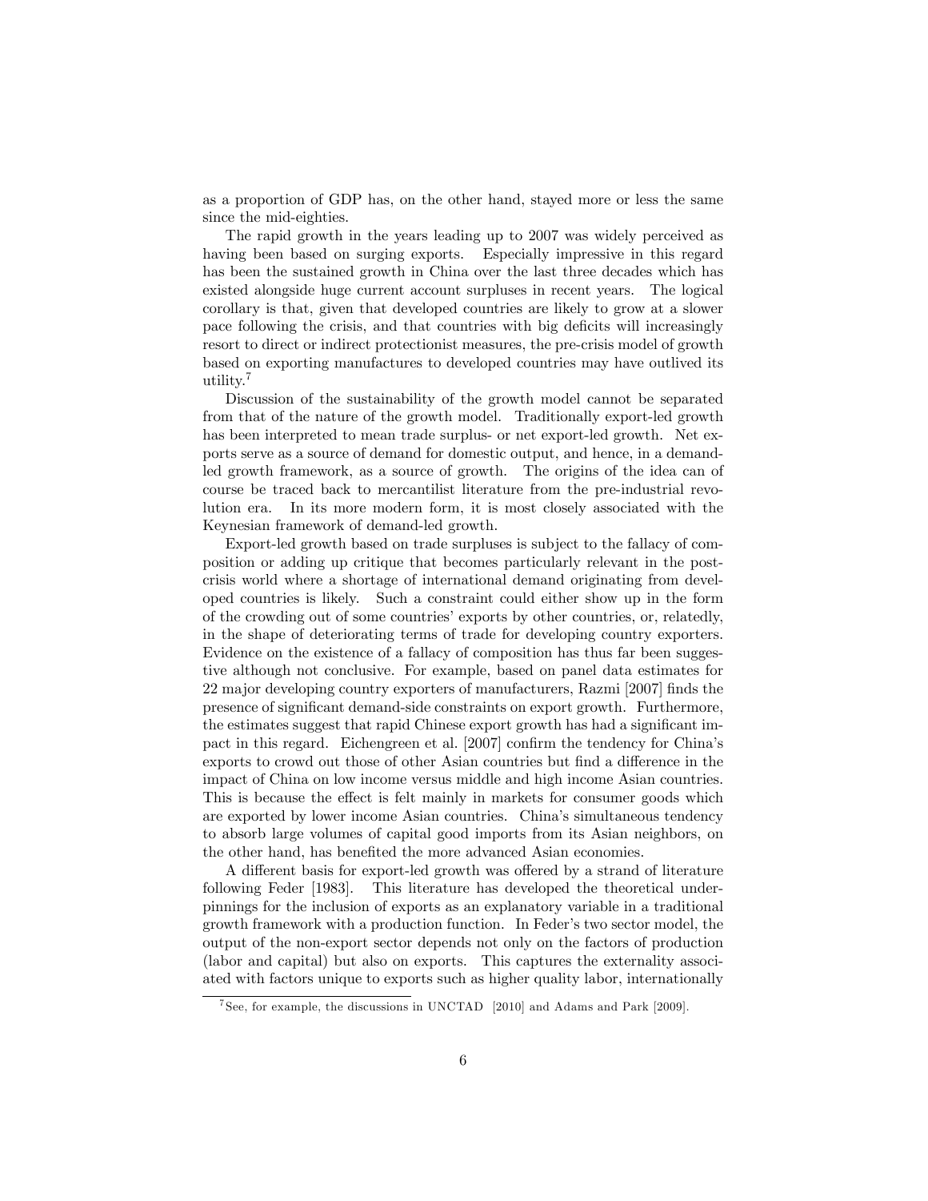as a proportion of GDP has, on the other hand, stayed more or less the same since the mid-eighties.

The rapid growth in the years leading up to 2007 was widely perceived as having been based on surging exports. Especially impressive in this regard has been the sustained growth in China over the last three decades which has existed alongside huge current account surpluses in recent years. The logical corollary is that, given that developed countries are likely to grow at a slower pace following the crisis, and that countries with big deficits will increasingly resort to direct or indirect protectionist measures, the pre-crisis model of growth based on exporting manufactures to developed countries may have outlived its utility.[7]

Discussion of the sustainability of the growth model cannot be separated from that of the nature of the growth model. Traditionally export-led growth has been interpreted to mean trade surplus- or net export-led growth. Net exports serve as a source of demand for domestic output, and hence, in a demand-led growth framework, as a source of growth. The origins of the idea can of course be traced back to mercantilist literature from the pre-industrial revolution era. In its more modern form, it is most closely associated with the Keynesian framework of demand-led growth.

Export-led growth based on trade surpluses is subject to the fallacy of composition or adding up critique that becomes particularly relevant in the post-crisis world where a shortage of international demand originating from developed countries is likely. Such a constraint could either show up in the form of the crowding out of some countries' exports by other countries, or, relatedly, in the shape of deteriorating terms of trade for developing country exporters. Evidence on the existence of a fallacy of composition has thus far been suggestive although not conclusive. For example, based on panel data estimates for 22 major developing country exporters of manufacturers, Razmi [2007] finds the presence of significant demand-side constraints on export growth. Furthermore, the estimates suggest that rapid Chinese export growth has had a significant impact in this regard. Eichengreen et al. [2007] confirm the tendency for China's exports to crowd out those of other Asian countries but find a difference in the impact of China on low income versus middle and high income Asian countries. This is because the effect is felt mainly in markets for consumer goods which are exported by lower income Asian countries. China's simultaneous tendency to absorb large volumes of capital good imports from its Asian neighbors, on the other hand, has benefited the more advanced Asian economies.

A different basis for export-led growth was offered by a strand of literature following Feder [1983]. This literature has developed the theoretical underpinnings for the inclusion of exports as an explanatory variable in a traditional growth framework with a production function. In Feder's two sector model, the output of the non-export sector depends not only on the factors of production (labor and capital) but also on exports. This captures the externality associated with factors unique to exports such as higher quality labor, internationally

[7] See, for example, the discussions in UNCTAD [2010] and Adams and Park [2009].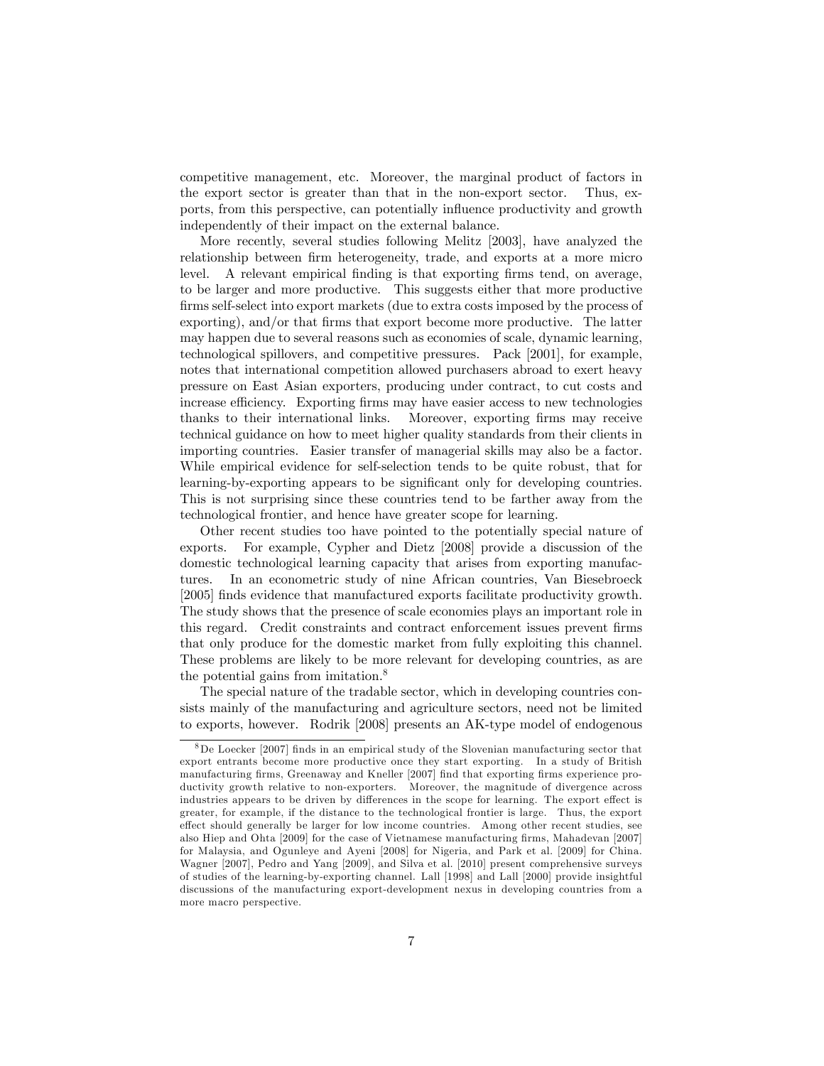competitive management, etc. Moreover, the marginal product of factors in the export sector is greater than that in the non-export sector. Thus, exports, from this perspective, can potentially influence productivity and growth independently of their impact on the external balance.

More recently, several studies following Melitz [2003], have analyzed the relationship between firm heterogeneity, trade, and exports at a more micro level. A relevant empirical finding is that exporting firms tend, on average, to be larger and more productive. This suggests either that more productive firms self-select into export markets (due to extra costs imposed by the process of exporting), and/or that firms that export become more productive. The latter may happen due to several reasons such as economies of scale, dynamic learning, technological spillovers, and competitive pressures. Pack [2001], for example, notes that international competition allowed purchasers abroad to exert heavy pressure on East Asian exporters, producing under contract, to cut costs and increase efficiency. Exporting firms may have easier access to new technologies thanks to their international links. Moreover, exporting firms may receive technical guidance on how to meet higher quality standards from their clients in importing countries. Easier transfer of managerial skills may also be a factor. While empirical evidence for self-selection tends to be quite robust, that for learning-by-exporting appears to be significant only for developing countries. This is not surprising since these countries tend to be farther away from the technological frontier, and hence have greater scope for learning.

Other recent studies too have pointed to the potentially special nature of exports. For example, Cypher and Dietz [2008] provide a discussion of the domestic technological learning capacity that arises from exporting manufactures. In an econometric study of nine African countries, Van Biesebroeck [2005] finds evidence that manufactured exports facilitate productivity growth. The study shows that the presence of scale economies plays an important role in this regard. Credit constraints and contract enforcement issues prevent firms that only produce for the domestic market from fully exploiting this channel. These problems are likely to be more relevant for developing countries, as are the potential gains from imitation.[8]

The special nature of the tradable sector, which in developing countries consists mainly of the manufacturing and agriculture sectors, need not be limited to exports, however. Rodrik [2008] presents an AK-type model of endogenous

[8] De Loecker [2007] finds in an empirical study of the Slovenian manufacturing sector that export entrants become more productive once they start exporting. In a study of British manufacturing firms, Greenaway and Kneller [2007] find that exporting firms experience productivity growth relative to non-exporters. Moreover, the magnitude of divergence across industries appears to be driven by differences in the scope for learning. The export effect is greater, for example, if the distance to the technological frontier is large. Thus, the export effect should generally be larger for low income countries. Among other recent studies, see also Hiep and Ohta [2009] for the case of Vietnamese manufacturing firms, Mahadevan [2007] for Malaysia, and Ogunleye and Ayeni [2008] for Nigeria, and Park et al. [2009] for China. Wagner [2007], Pedro and Yang [2009], and Silva et al. [2010] present comprehensive surveys of studies of the learning-by-exporting channel. Lall [1998] and Lall [2000] provide insightful discussions of the manufacturing export-development nexus in developing countries from a more macro perspective.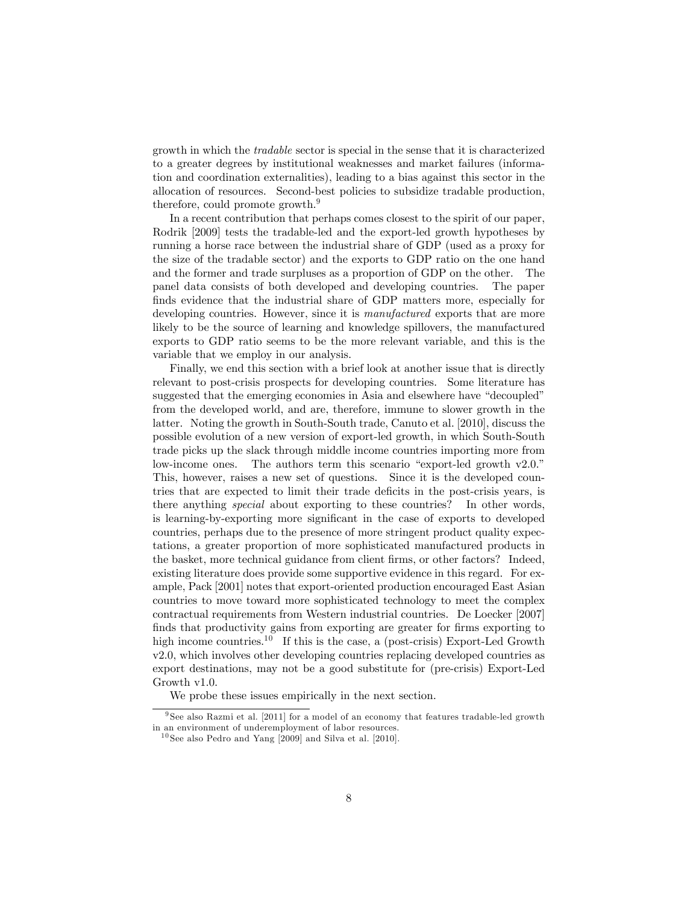growth in which the *tradable* sector is special in the sense that it is characterized to a greater degrees by institutional weaknesses and market failures (information and coordination externalities), leading to a bias against this sector in the allocation of resources. Second-best policies to subsidize tradable production, therefore, could promote growth.[9]

In a recent contribution that perhaps comes closest to the spirit of our paper, Rodrik [2009] tests the tradable-led and the export-led growth hypotheses by running a horse race between the industrial share of GDP (used as a proxy for the size of the tradable sector) and the exports to GDP ratio on the one hand and the former and trade surpluses as a proportion of GDP on the other. The panel data consists of both developed and developing countries. The paper finds evidence that the industrial share of GDP matters more, especially for developing countries. However, since it is *manufactured* exports that are more likely to be the source of learning and knowledge spillovers, the manufactured exports to GDP ratio seems to be the more relevant variable, and this is the variable that we employ in our analysis.

Finally, we end this section with a brief look at another issue that is directly relevant to post-crisis prospects for developing countries. Some literature has suggested that the emerging economies in Asia and elsewhere have "decoupled" from the developed world, and are, therefore, immune to slower growth in the latter. Noting the growth in South-South trade, Canuto et al. [2010], discuss the possible evolution of a new version of export-led growth, in which South-South trade picks up the slack through middle income countries importing more from low-income ones. The authors term this scenario "export-led growth v2.0." This, however, raises a new set of questions. Since it is the developed countries that are expected to limit their trade deficits in the post-crisis years, is there anything *special* about exporting to these countries? In other words, is learning-by-exporting more significant in the case of exports to developed countries, perhaps due to the presence of more stringent product quality expectations, a greater proportion of more sophisticated manufactured products in the basket, more technical guidance from client firms, or other factors? Indeed, existing literature does provide some supportive evidence in this regard. For example, Pack [2001] notes that export-oriented production encouraged East Asian countries to move toward more sophisticated technology to meet the complex contractual requirements from Western industrial countries. De Loecker [2007] finds that productivity gains from exporting are greater for firms exporting to high income countries.[10] If this is the case, a (post-crisis) Export-Led Growth v2.0, which involves other developing countries replacing developed countries as export destinations, may not be a good substitute for (pre-crisis) Export-Led Growth v1.0.

We probe these issues empirically in the next section.

---

[9] See also Razmi et al. [2011] for a model of an economy that features tradable-led growth in an environment of underemployment of labor resources.

[10] See also Pedro and Yang [2009] and Silva et al. [2010].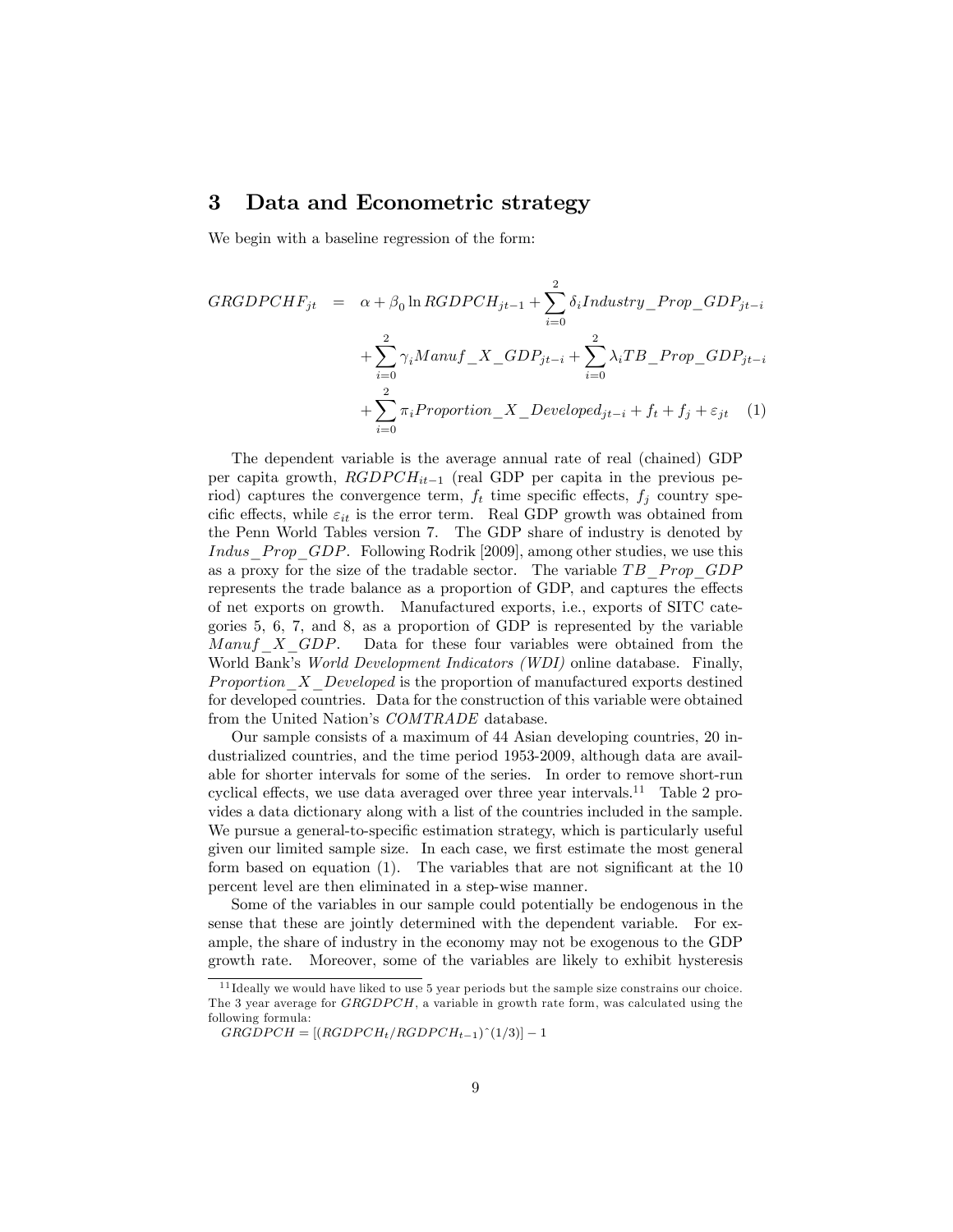## 3 Data and Econometric strategy

We begin with a baseline regression of the form:

$$
\begin{aligned}
GRGDPCHF_{jt} \quad = \quad & \alpha + \beta_0 \ln RGDPCH_{jt-1} + \sum_{i=0}^{2} \delta_i Industry\_Prop\_GDP_{jt-i} \\
& + \sum_{i=0}^{2} \gamma_i Manuf\_X\_GDP_{jt-i} + \sum_{i=0}^{2} \lambda_i TB\_Prop\_GDP_{jt-i} \\
& + \sum_{i=0}^{2} \pi_i Proportion\_X\_Developed_{jt-i} + f_t + f_j + \varepsilon_{jt} \quad (1)
\end{aligned}
$$

The dependent variable is the average annual rate of real (chained) GDP per capita growth, $RGDPCH_{it-1}$ (real GDP per capita in the previous period) captures the convergence term, $f_t$ time specific effects, $f_j$ country specific effects, while $\varepsilon_{it}$ is the error term. Real GDP growth was obtained from the Penn World Tables version 7. The GDP share of industry is denoted by $Indus\_Prop\_GDP$. Following Rodrik [2009], among other studies, we use this as a proxy for the size of the tradable sector. The variable $TB\_Prop\_GDP$ represents the trade balance as a proportion of GDP, and captures the effects of net exports on growth. Manufactured exports, i.e., exports of SITC categories 5, 6, 7, and 8, as a proportion of GDP is represented by the variable $Manuf\_X\_GDP$. Data for these four variables were obtained from the World Bank's *World Development Indicators (WDI)* online database. Finally, $Proportion\_X\_Developed$ is the proportion of manufactured exports destined for developed countries. Data for the construction of this variable were obtained from the United Nation's *COMTRADE* database.

Our sample consists of a maximum of 44 Asian developing countries, 20 industrialized countries, and the time period 1953-2009, although data are available for shorter intervals for some of the series. In order to remove short-run cyclical effects, we use data averaged over three year intervals.[11] Table 2 provides a data dictionary along with a list of the countries included in the sample. We pursue a general-to-specific estimation strategy, which is particularly useful given our limited sample size. In each case, we first estimate the most general form based on equation (1). The variables that are not significant at the 10 percent level are then eliminated in a step-wise manner.

Some of the variables in our sample could potentially be endogenous in the sense that these are jointly determined with the dependent variable. For example, the share of industry in the economy may not be exogenous to the GDP growth rate. Moreover, some of the variables are likely to exhibit hysteresis

[11] Ideally we would have liked to use 5 year periods but the sample size constrains our choice. The 3 year average for $GRGDPCH$, a variable in growth rate form, was calculated using the following formula:
$GRGDPCH = [(RGDPCH_t/RGDPCH_{t-1})\hat{}(1/3)] - 1$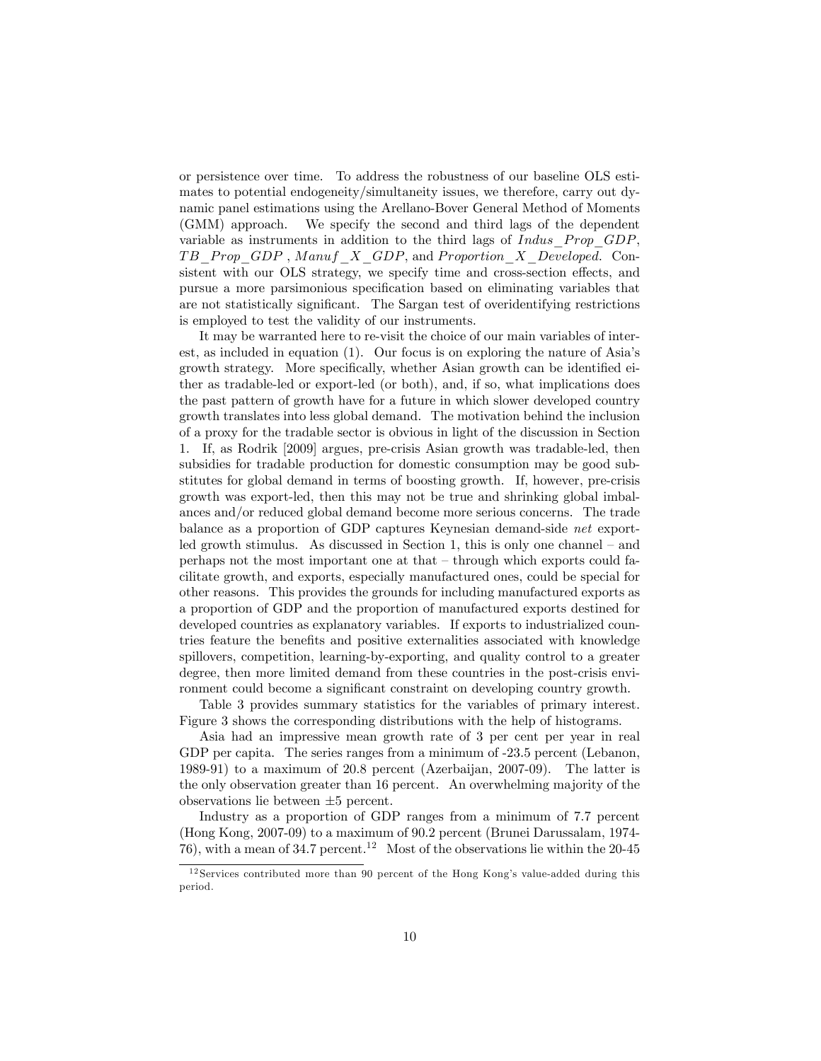or persistence over time. To address the robustness of our baseline OLS estimates to potential endogeneity/simultaneity issues, we therefore, carry out dynamic panel estimations using the Arellano-Bover General Method of Moments (GMM) approach. We specify the second and third lags of the dependent variable as instruments in addition to the third lags of $Indus\_Prop\_GDP$, $TB\_Prop\_GDP$ , $Manuf\_X\_GDP$, and $Proportion\_X\_Developed$. Consistent with our OLS strategy, we specify time and cross-section effects, and pursue a more parsimonious specification based on eliminating variables that are not statistically significant. The Sargan test of overidentifying restrictions is employed to test the validity of our instruments.

It may be warranted here to re-visit the choice of our main variables of interest, as included in equation (1). Our focus is on exploring the nature of Asia's growth strategy. More specifically, whether Asian growth can be identified either as tradable-led or export-led (or both), and, if so, what implications does the past pattern of growth have for a future in which slower developed country growth translates into less global demand. The motivation behind the inclusion of a proxy for the tradable sector is obvious in light of the discussion in Section 1. If, as Rodrik [2009] argues, pre-crisis Asian growth was tradable-led, then subsidies for tradable production for domestic consumption may be good substitutes for global demand in terms of boosting growth. If, however, pre-crisis growth was export-led, then this may not be true and shrinking global imbalances and/or reduced global demand become more serious concerns. The trade balance as a proportion of GDP captures Keynesian demand-side *net* export-led growth stimulus. As discussed in Section 1, this is only one channel – and perhaps not the most important one at that – through which exports could facilitate growth, and exports, especially manufactured ones, could be special for other reasons. This provides the grounds for including manufactured exports as a proportion of GDP and the proportion of manufactured exports destined for developed countries as explanatory variables. If exports to industrialized countries feature the benefits and positive externalities associated with knowledge spillovers, competition, learning-by-exporting, and quality control to a greater degree, then more limited demand from these countries in the post-crisis environment could become a significant constraint on developing country growth.

Table 3 provides summary statistics for the variables of primary interest. Figure 3 shows the corresponding distributions with the help of histograms.

Asia had an impressive mean growth rate of 3 per cent per year in real GDP per capita. The series ranges from a minimum of -23.5 percent (Lebanon, 1989-91) to a maximum of 20.8 percent (Azerbaijan, 2007-09). The latter is the only observation greater than 16 percent. An overwhelming majority of the observations lie between $\pm 5$ percent.

Industry as a proportion of GDP ranges from a minimum of 7.7 percent (Hong Kong, 2007-09) to a maximum of 90.2 percent (Brunei Darussalam, 1974-76), with a mean of 34.7 percent.[12] Most of the observations lie within the 20-45

[12] Services contributed more than 90 percent of the Hong Kong's value-added during this period.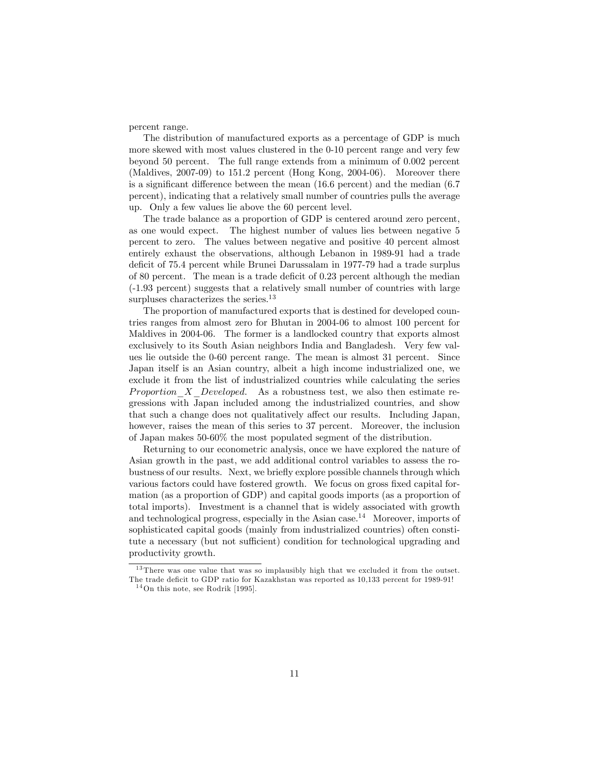percent range.

The distribution of manufactured exports as a percentage of GDP is much more skewed with most values clustered in the 0-10 percent range and very few beyond 50 percent. The full range extends from a minimum of 0.002 percent (Maldives, 2007-09) to 151.2 percent (Hong Kong, 2004-06). Moreover there is a significant difference between the mean (16.6 percent) and the median (6.7 percent), indicating that a relatively small number of countries pulls the average up. Only a few values lie above the 60 percent level.

The trade balance as a proportion of GDP is centered around zero percent, as one would expect. The highest number of values lies between negative 5 percent to zero. The values between negative and positive 40 percent almost entirely exhaust the observations, although Lebanon in 1989-91 had a trade deficit of 75.4 percent while Brunei Darussalam in 1977-79 had a trade surplus of 80 percent. The mean is a trade deficit of 0.23 percent although the median (-1.93 percent) suggests that a relatively small number of countries with large surpluses characterizes the series.[13]

The proportion of manufactured exports that is destined for developed countries ranges from almost zero for Bhutan in 2004-06 to almost 100 percent for Maldives in 2004-06. The former is a landlocked country that exports almost exclusively to its South Asian neighbors India and Bangladesh. Very few values lie outside the 0-60 percent range. The mean is almost 31 percent. Since Japan itself is an Asian country, albeit a high income industrialized one, we exclude it from the list of industrialized countries while calculating the series $Proportion\_X\_Developed$. As a robustness test, we also then estimate regressions with Japan included among the industrialized countries, and show that such a change does not qualitatively affect our results. Including Japan, however, raises the mean of this series to 37 percent. Moreover, the inclusion of Japan makes 50-60% the most populated segment of the distribution.

Returning to our econometric analysis, once we have explored the nature of Asian growth in the past, we add additional control variables to assess the robustness of our results. Next, we briefly explore possible channels through which various factors could have fostered growth. We focus on gross fixed capital formation (as a proportion of GDP) and capital goods imports (as a proportion of total imports). Investment is a channel that is widely associated with growth and technological progress, especially in the Asian case.[14] Moreover, imports of sophisticated capital goods (mainly from industrialized countries) often constitute a necessary (but not sufficient) condition for technological upgrading and productivity growth.

[13] There was one value that was so implausibly high that we excluded it from the outset. The trade deficit to GDP ratio for Kazakhstan was reported as 10,133 percent for 1989-91!

[14] On this note, see Rodrik [1995].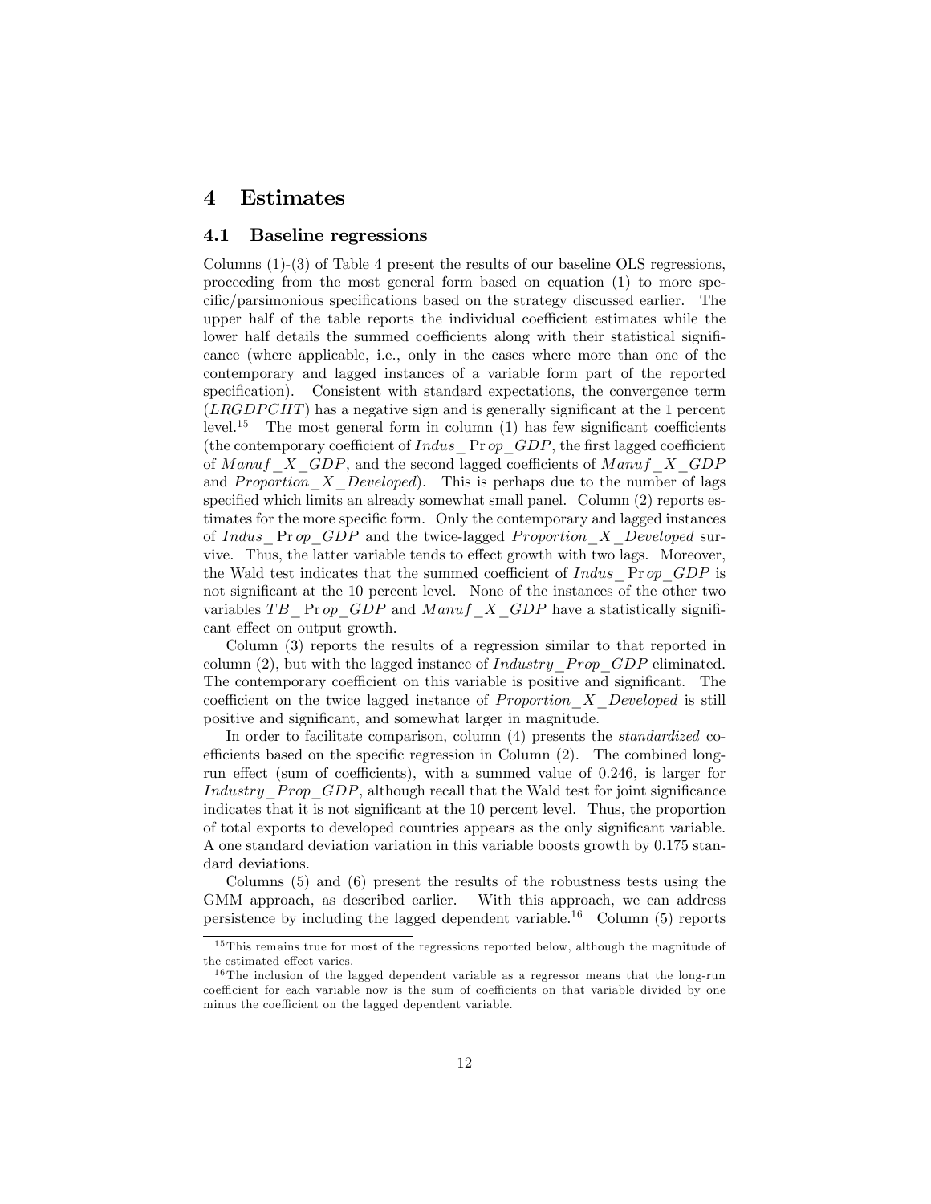# 4 Estimates

## 4.1 Baseline regressions

Columns (1)-(3) of Table 4 present the results of our baseline OLS regressions, proceeding from the most general form based on equation (1) to more specific/parsimonious specifications based on the strategy discussed earlier. The upper half of the table reports the individual coefficient estimates while the lower half details the summed coefficients along with their statistical significance (where applicable, i.e., only in the cases where more than one of the contemporary and lagged instances of a variable form part of the reported specification). Consistent with standard expectations, the convergence term ($LRGDPCHT$) has a negative sign and is generally significant at the 1 percent level.[15] The most general form in column (1) has few significant coefficients (the contemporary coefficient of $Indus\_\Pr op\_GDP$, the first lagged coefficient of $Manuf\_X\_GDP$, and the second lagged coefficients of $Manuf\_X\_GDP$ and $Proportion\_X\_Developed$). This is perhaps due to the number of lags specified which limits an already somewhat small panel. Column (2) reports estimates for the more specific form. Only the contemporary and lagged instances of $Indus\_\Pr op\_GDP$ and the twice-lagged $Proportion\_X\_Developed$ survive. Thus, the latter variable tends to effect growth with two lags. Moreover, the Wald test indicates that the summed coefficient of $Indus\_\Pr op\_GDP$ is not significant at the 10 percent level. None of the instances of the other two variables $TB\_\Pr op\_GDP$ and $Manuf\_X\_GDP$ have a statistically significant effect on output growth.

Column (3) reports the results of a regression similar to that reported in column (2), but with the lagged instance of $Industry\_Prop\_GDP$ eliminated. The contemporary coefficient on this variable is positive and significant. The coefficient on the twice lagged instance of $Proportion\_X\_Developed$ is still positive and significant, and somewhat larger in magnitude.

In order to facilitate comparison, column (4) presents the *standardized* coefficients based on the specific regression in Column (2). The combined long-run effect (sum of coefficients), with a summed value of 0.246, is larger for $Industry\_Prop\_GDP$, although recall that the Wald test for joint significance indicates that it is not significant at the 10 percent level. Thus, the proportion of total exports to developed countries appears as the only significant variable. A one standard deviation variation in this variable boosts growth by 0.175 standard deviations.

Columns (5) and (6) present the results of the robustness tests using the GMM approach, as described earlier. With this approach, we can address persistence by including the lagged dependent variable.[16] Column (5) reports

[15] This remains true for most of the regressions reported below, although the magnitude of the estimated effect varies.

[16] The inclusion of the lagged dependent variable as a regressor means that the long-run coefficient for each variable now is the sum of coefficients on that variable divided by one minus the coefficient on the lagged dependent variable.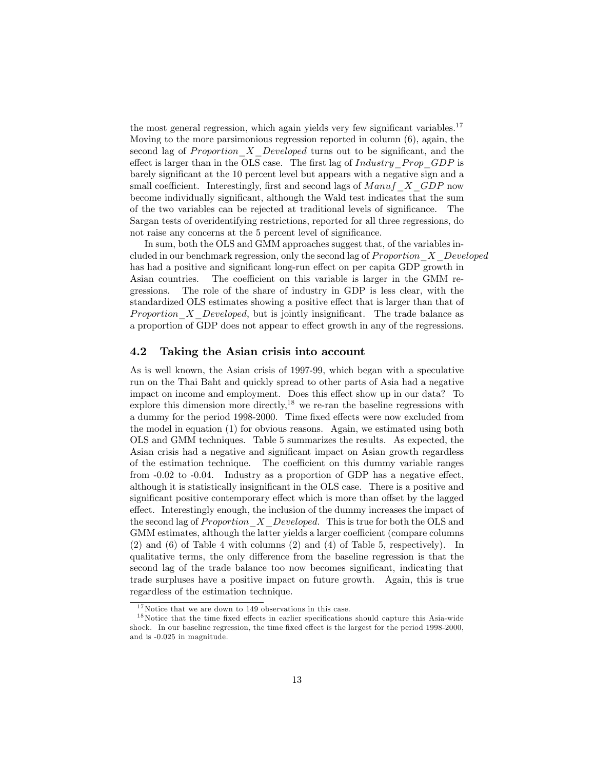the most general regression, which again yields very few significant variables.[17] Moving to the more parsimonious regression reported in column (6), again, the second lag of $Proportion\_X\_Developed$ turns out to be significant, and the effect is larger than in the OLS case. The first lag of $Industry\_Prop\_GDP$ is barely significant at the 10 percent level but appears with a negative sign and a small coefficient. Interestingly, first and second lags of $Manuf\_X\_GDP$ now become individually significant, although the Wald test indicates that the sum of the two variables can be rejected at traditional levels of significance. The Sargan tests of overidentifying restrictions, reported for all three regressions, do not raise any concerns at the 5 percent level of significance.

In sum, both the OLS and GMM approaches suggest that, of the variables included in our benchmark regression, only the second lag of $Proportion\_X\_Developed$ has had a positive and significant long-run effect on per capita GDP growth in Asian countries. The coefficient on this variable is larger in the GMM regressions. The role of the share of industry in GDP is less clear, with the standardized OLS estimates showing a positive effect that is larger than that of $Proportion\_X\_Developed$, but is jointly insignificant. The trade balance as a proportion of GDP does not appear to effect growth in any of the regressions.

## 4.2 Taking the Asian crisis into account

As is well known, the Asian crisis of 1997-99, which began with a speculative run on the Thai Baht and quickly spread to other parts of Asia had a negative impact on income and employment. Does this effect show up in our data? To explore this dimension more directly,[18] we re-ran the baseline regressions with a dummy for the period 1998-2000. Time fixed effects were now excluded from the model in equation (1) for obvious reasons. Again, we estimated using both OLS and GMM techniques. Table 5 summarizes the results. As expected, the Asian crisis had a negative and significant impact on Asian growth regardless of the estimation technique. The coefficient on this dummy variable ranges from -0.02 to -0.04. Industry as a proportion of GDP has a negative effect, although it is statistically insignificant in the OLS case. There is a positive and significant positive contemporary effect which is more than offset by the lagged effect. Interestingly enough, the inclusion of the dummy increases the impact of the second lag of $Proportion\_X\_Developed$. This is true for both the OLS and GMM estimates, although the latter yields a larger coefficient (compare columns (2) and (6) of Table 4 with columns (2) and (4) of Table 5, respectively). In qualitative terms, the only difference from the baseline regression is that the second lag of the trade balance too now becomes significant, indicating that trade surpluses have a positive impact on future growth. Again, this is true regardless of the estimation technique.

[17] Notice that we are down to 149 observations in this case.

[18] Notice that the time fixed effects in earlier specifications should capture this Asia-wide shock. In our baseline regression, the time fixed effect is the largest for the period 1998-2000, and is -0.025 in magnitude.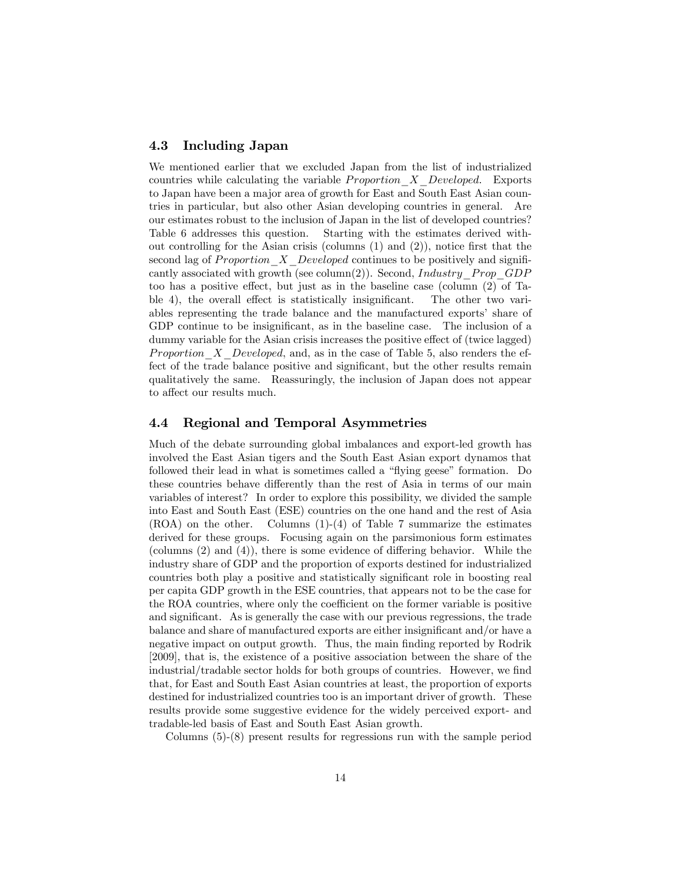### 4.3 Including Japan

We mentioned earlier that we excluded Japan from the list of industrialized countries while calculating the variable $Proportion\_X\_Developed$. Exports to Japan have been a major area of growth for East and South East Asian countries in particular, but also other Asian developing countries in general. Are our estimates robust to the inclusion of Japan in the list of developed countries? Table 6 addresses this question. Starting with the estimates derived without controlling for the Asian crisis (columns (1) and (2)), notice first that the second lag of $Proportion\_X\_Developed$ continues to be positively and significantly associated with growth (see column(2)). Second, $Industry\_Prop\_GDP$ too has a positive effect, but just as in the baseline case (column (2) of Table 4), the overall effect is statistically insignificant. The other two variables representing the trade balance and the manufactured exports' share of GDP continue to be insignificant, as in the baseline case. The inclusion of a dummy variable for the Asian crisis increases the positive effect of (twice lagged) $Proportion\_X\_Developed$, and, as in the case of Table 5, also renders the effect of the trade balance positive and significant, but the other results remain qualitatively the same. Reassuringly, the inclusion of Japan does not appear to affect our results much.

### 4.4 Regional and Temporal Asymmetries

Much of the debate surrounding global imbalances and export-led growth has involved the East Asian tigers and the South East Asian export dynamos that followed their lead in what is sometimes called a "flying geese" formation. Do these countries behave differently than the rest of Asia in terms of our main variables of interest? In order to explore this possibility, we divided the sample into East and South East (ESE) countries on the one hand and the rest of Asia (ROA) on the other. Columns (1)-(4) of Table 7 summarize the estimates derived for these groups. Focusing again on the parsimonious form estimates (columns (2) and (4)), there is some evidence of differing behavior. While the industry share of GDP and the proportion of exports destined for industrialized countries both play a positive and statistically significant role in boosting real per capita GDP growth in the ESE countries, that appears not to be the case for the ROA countries, where only the coefficient on the former variable is positive and significant. As is generally the case with our previous regressions, the trade balance and share of manufactured exports are either insignificant and/or have a negative impact on output growth. Thus, the main finding reported by Rodrik [2009], that is, the existence of a positive association between the share of the industrial/tradable sector holds for both groups of countries. However, we find that, for East and South East Asian countries at least, the proportion of exports destined for industrialized countries too is an important driver of growth. These results provide some suggestive evidence for the widely perceived export- and tradable-led basis of East and South East Asian growth.

Columns (5)-(8) present results for regressions run with the sample period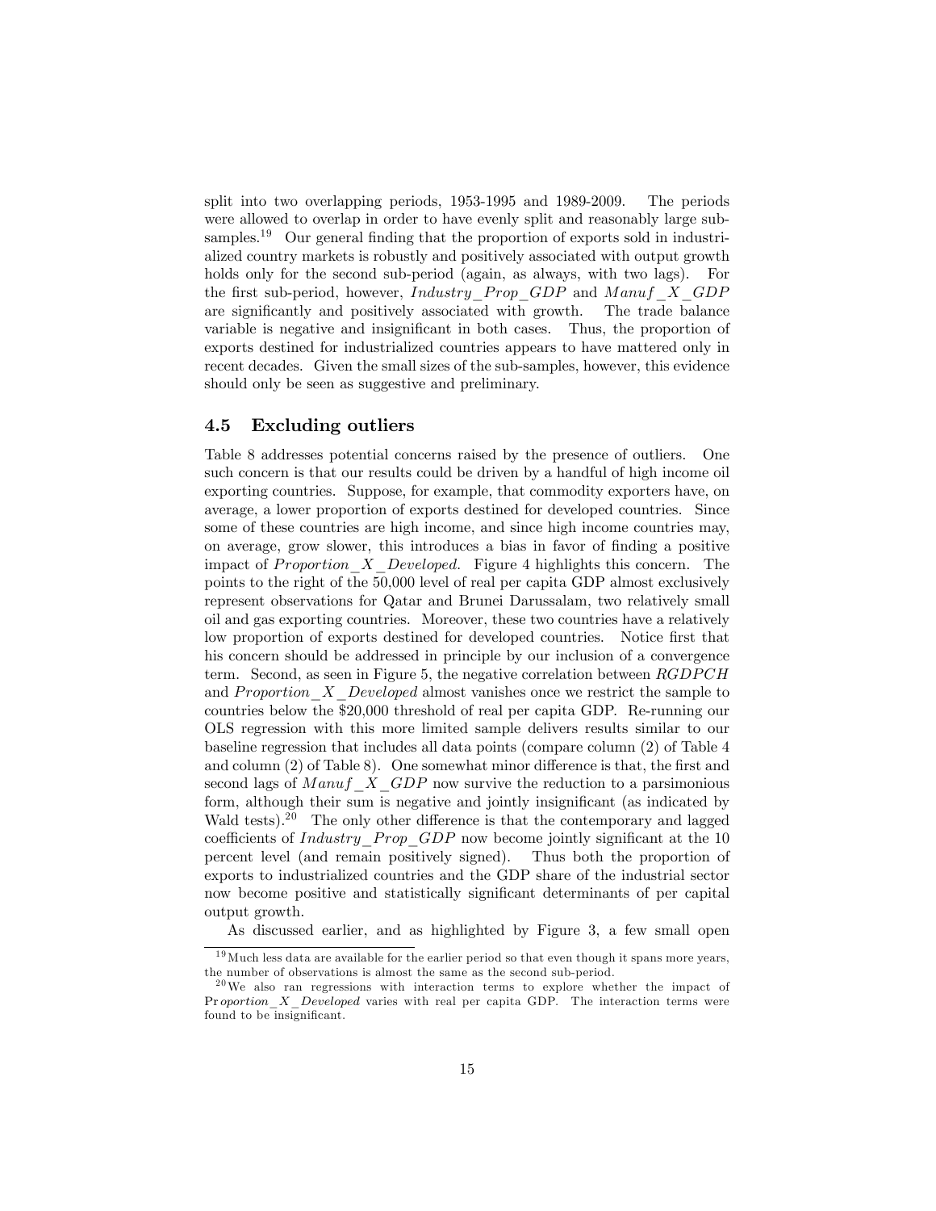split into two overlapping periods, 1953-1995 and 1989-2009. The periods were allowed to overlap in order to have evenly split and reasonably large subsamples.[19] Our general finding that the proportion of exports sold in industrialized country markets is robustly and positively associated with output growth holds only for the second sub-period (again, as always, with two lags). For the first sub-period, however, $Industry\_Prop\_GDP$ and $Manuf\_X\_GDP$ are significantly and positively associated with growth. The trade balance variable is negative and insignificant in both cases. Thus, the proportion of exports destined for industrialized countries appears to have mattered only in recent decades. Given the small sizes of the sub-samples, however, this evidence should only be seen as suggestive and preliminary.

### 4.5 Excluding outliers

Table 8 addresses potential concerns raised by the presence of outliers. One such concern is that our results could be driven by a handful of high income oil exporting countries. Suppose, for example, that commodity exporters have, on average, a lower proportion of exports destined for developed countries. Since some of these countries are high income, and since high income countries may, on average, grow slower, this introduces a bias in favor of finding a positive impact of $Proportion\_X\_Developed$. Figure 4 highlights this concern. The points to the right of the 50,000 level of real per capita GDP almost exclusively represent observations for Qatar and Brunei Darussalam, two relatively small oil and gas exporting countries. Moreover, these two countries have a relatively low proportion of exports destined for developed countries. Notice first that his concern should be addressed in principle by our inclusion of a convergence term. Second, as seen in Figure 5, the negative correlation between $RGDPCH$ and $Proportion\_X\_Developed$ almost vanishes once we restrict the sample to countries below the \$20,000 threshold of real per capita GDP. Re-running our OLS regression with this more limited sample delivers results similar to our baseline regression that includes all data points (compare column (2) of Table 4 and column (2) of Table 8). One somewhat minor difference is that, the first and second lags of $Manuf\_X\_GDP$ now survive the reduction to a parsimonious form, although their sum is negative and jointly insignificant (as indicated by Wald tests).[20] The only other difference is that the contemporary and lagged coefficients of $Industry\_Prop\_GDP$ now become jointly significant at the 10 percent level (and remain positively signed). Thus both the proportion of exports to industrialized countries and the GDP share of the industrial sector now become positive and statistically significant determinants of per capital output growth.

As discussed earlier, and as highlighted by Figure 3, a few small open

[19] Much less data are available for the earlier period so that even though it spans more years, the number of observations is almost the same as the second sub-period.

[20] We also ran regressions with interaction terms to explore whether the impact of $Proportion\_X\_Developed$ varies with real per capita GDP. The interaction terms were found to be insignificant.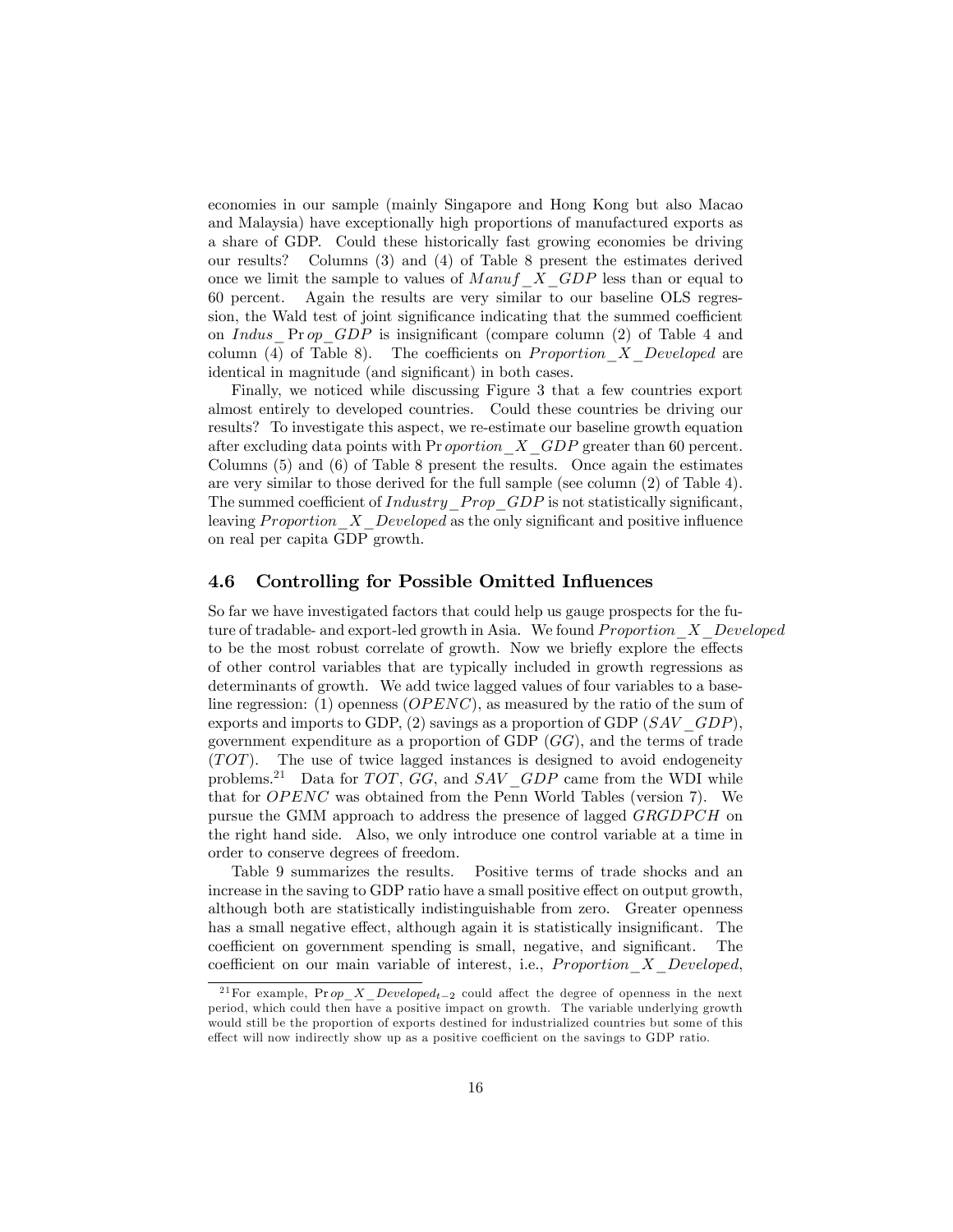economies in our sample (mainly Singapore and Hong Kong but also Macao and Malaysia) have exceptionally high proportions of manufactured exports as a share of GDP. Could these historically fast growing economies be driving our results? Columns (3) and (4) of Table 8 present the estimates derived once we limit the sample to values of $Manuf\_X\_GDP$ less than or equal to 60 percent. Again the results are very similar to our baseline OLS regression, the Wald test of joint significance indicating that the summed coefficient on $Indus\_Prop\_GDP$ is insignificant (compare column (2) of Table 4 and column (4) of Table 8). The coefficients on $Proportion\_X\_Developed$ are identical in magnitude (and significant) in both cases.

Finally, we noticed while discussing Figure 3 that a few countries export almost entirely to developed countries. Could these countries be driving our results? To investigate this aspect, we re-estimate our baseline growth equation after excluding data points with $Proportion\_X\_GDP$ greater than 60 percent. Columns (5) and (6) of Table 8 present the results. Once again the estimates are very similar to those derived for the full sample (see column (2) of Table 4). The summed coefficient of $Industry\_Prop\_GDP$ is not statistically significant, leaving $Proportion\_X\_Developed$ as the only significant and positive influence on real per capita GDP growth.

## 4.6 Controlling for Possible Omitted Influences

So far we have investigated factors that could help us gauge prospects for the future of tradable- and export-led growth in Asia. We found $Proportion\_X\_Developed$ to be the most robust correlate of growth. Now we briefly explore the effects of other control variables that are typically included in growth regressions as determinants of growth. We add twice lagged values of four variables to a baseline regression: (1) openness ($OPENC$), as measured by the ratio of the sum of exports and imports to GDP, (2) savings as a proportion of GDP ($SAV\_GDP$), government expenditure as a proportion of GDP ($GG$), and the terms of trade ($TOT$). The use of twice lagged instances is designed to avoid endogeneity problems.[21] Data for $TOT$, $GG$, and $SAV\_GDP$ came from the WDI while that for $OPENC$ was obtained from the Penn World Tables (version 7). We pursue the GMM approach to address the presence of lagged $GRGDPCH$ on the right hand side. Also, we only introduce one control variable at a time in order to conserve degrees of freedom.

Table 9 summarizes the results. Positive terms of trade shocks and an increase in the saving to GDP ratio have a small positive effect on output growth, although both are statistically indistinguishable from zero. Greater openness has a small negative effect, although again it is statistically insignificant. The coefficient on government spending is small, negative, and significant. The coefficient on our main variable of interest, i.e., $Proportion\_X\_Developed$,

[21] For example, $Prop\_X\_Developed_{t-2}$ could affect the degree of openness in the next period, which could then have a positive impact on growth. The variable underlying growth would still be the proportion of exports destined for industrialized countries but some of this effect will now indirectly show up as a positive coefficient on the savings to GDP ratio.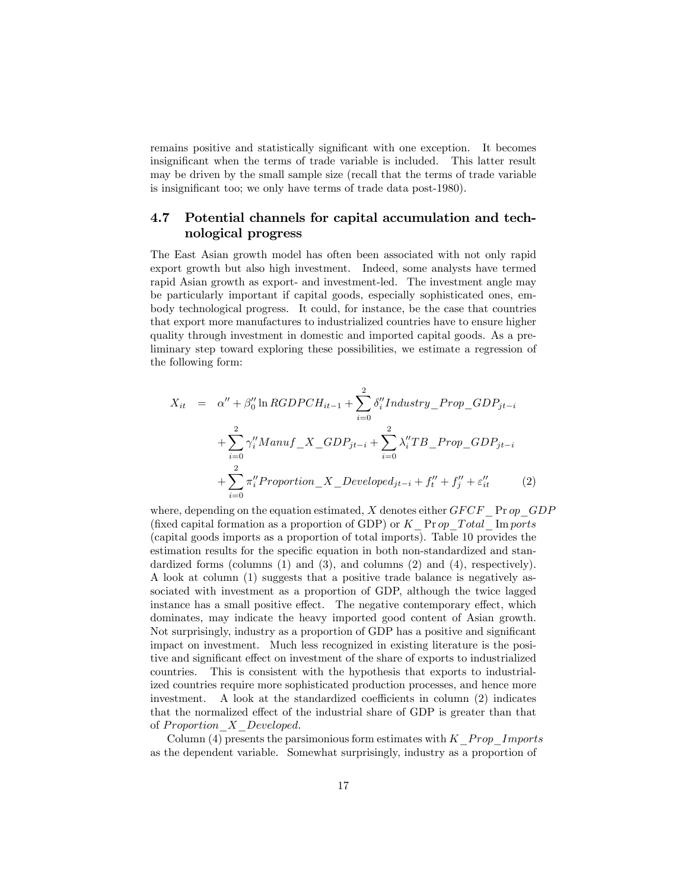remains positive and statistically significant with one exception. It becomes insignificant when the terms of trade variable is included. This latter result may be driven by the small sample size (recall that the terms of trade variable is insignificant too; we only have terms of trade data post-1980).

### 4.7 Potential channels for capital accumulation and technological progress

The East Asian growth model has often been associated with not only rapid export growth but also high investment. Indeed, some analysts have termed rapid Asian growth as export- and investment-led. The investment angle may be particularly important if capital goods, especially sophisticated ones, embody technological progress. It could, for instance, be the case that countries that export more manufactures to industrialized countries have to ensure higher quality through investment in domestic and imported capital goods. As a preliminary step toward exploring these possibilities, we estimate a regression of the following form:

$$
\begin{aligned}
X_{it} \quad = \quad & \alpha'' + \beta_0'' \ln RGDPCH_{it-1} + \sum_{i=0}^{2} \delta_i'' Industry\_Prop\_GDP_{jt-i} \\
& + \sum_{i=0}^{2} \gamma_i'' Manuf\_X\_GDP_{jt-i} + \sum_{i=0}^{2} \lambda_i'' TB\_Prop\_GDP_{jt-i} \\
& + \sum_{i=0}^{2} \pi_i'' Proportion\_X\_Developed_{jt-i} + f_t'' + f_j'' + \varepsilon_{it}'' \qquad (2)
\end{aligned}
$$

where, depending on the equation estimated, $X$ denotes either $GFCF\_\Pr op\_GDP$ (fixed capital formation as a proportion of GDP) or $K\_\Pr op\_Total\_\operatorname{Im} ports$ (capital goods imports as a proportion of total imports). Table 10 provides the estimation results for the specific equation in both non-standardized and standardized forms (columns (1) and (3), and columns (2) and (4), respectively). A look at column (1) suggests that a positive trade balance is negatively associated with investment as a proportion of GDP, although the twice lagged instance has a small positive effect. The negative contemporary effect, which dominates, may indicate the heavy imported good content of Asian growth. Not surprisingly, industry as a proportion of GDP has a positive and significant impact on investment. Much less recognized in existing literature is the positive and significant effect on investment of the share of exports to industrialized countries. This is consistent with the hypothesis that exports to industrialized countries require more sophisticated production processes, and hence more investment. A look at the standardized coefficients in column (2) indicates that the normalized effect of the industrial share of GDP is greater than that of $Proportion\_X\_Developed$.

Column (4) presents the parsimonious form estimates with $K\_Prop\_Imports$ as the dependent variable. Somewhat surprisingly, industry as a proportion of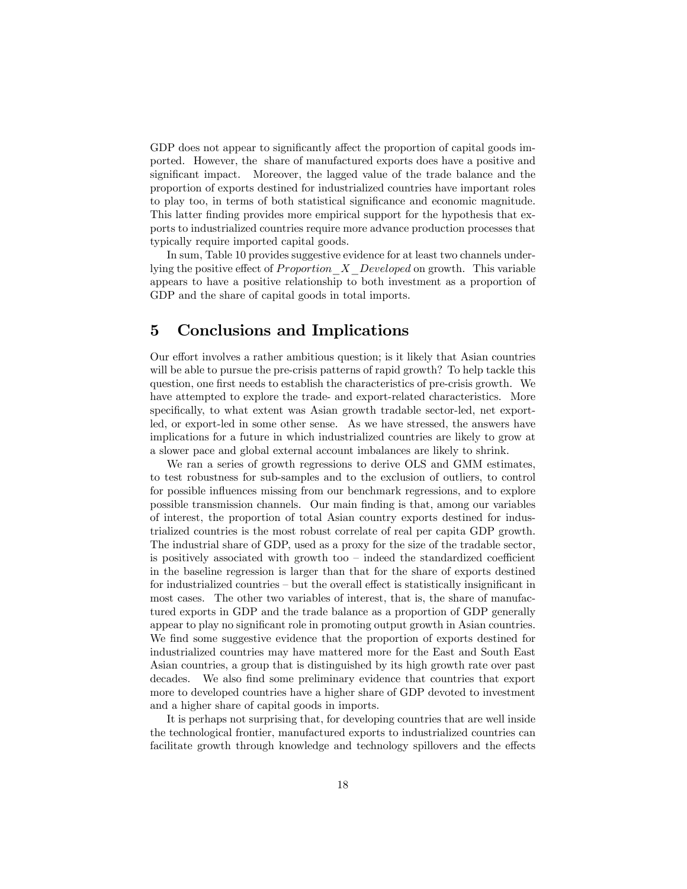GDP does not appear to significantly affect the proportion of capital goods imported. However, the share of manufactured exports does have a positive and significant impact. Moreover, the lagged value of the trade balance and the proportion of exports destined for industrialized countries have important roles to play too, in terms of both statistical significance and economic magnitude. This latter finding provides more empirical support for the hypothesis that exports to industrialized countries require more advance production processes that typically require imported capital goods.

In sum, Table 10 provides suggestive evidence for at least two channels underlying the positive effect of $Proportion\_X\_Developed$ on growth. This variable appears to have a positive relationship to both investment as a proportion of GDP and the share of capital goods in total imports.

# 5 Conclusions and Implications

Our effort involves a rather ambitious question; is it likely that Asian countries will be able to pursue the pre-crisis patterns of rapid growth? To help tackle this question, one first needs to establish the characteristics of pre-crisis growth. We have attempted to explore the trade- and export-related characteristics. More specifically, to what extent was Asian growth tradable sector-led, net export-led, or export-led in some other sense. As we have stressed, the answers have implications for a future in which industrialized countries are likely to grow at a slower pace and global external account imbalances are likely to shrink.

We ran a series of growth regressions to derive OLS and GMM estimates, to test robustness for sub-samples and to the exclusion of outliers, to control for possible influences missing from our benchmark regressions, and to explore possible transmission channels. Our main finding is that, among our variables of interest, the proportion of total Asian country exports destined for industrialized countries is the most robust correlate of real per capita GDP growth. The industrial share of GDP, used as a proxy for the size of the tradable sector, is positively associated with growth too – indeed the standardized coefficient in the baseline regression is larger than that for the share of exports destined for industrialized countries – but the overall effect is statistically insignificant in most cases. The other two variables of interest, that is, the share of manufactured exports in GDP and the trade balance as a proportion of GDP generally appear to play no significant role in promoting output growth in Asian countries. We find some suggestive evidence that the proportion of exports destined for industrialized countries may have mattered more for the East and South East Asian countries, a group that is distinguished by its high growth rate over past decades. We also find some preliminary evidence that countries that export more to developed countries have a higher share of GDP devoted to investment and a higher share of capital goods in imports.

It is perhaps not surprising that, for developing countries that are well inside the technological frontier, manufactured exports to industrialized countries can facilitate growth through knowledge and technology spillovers and the effects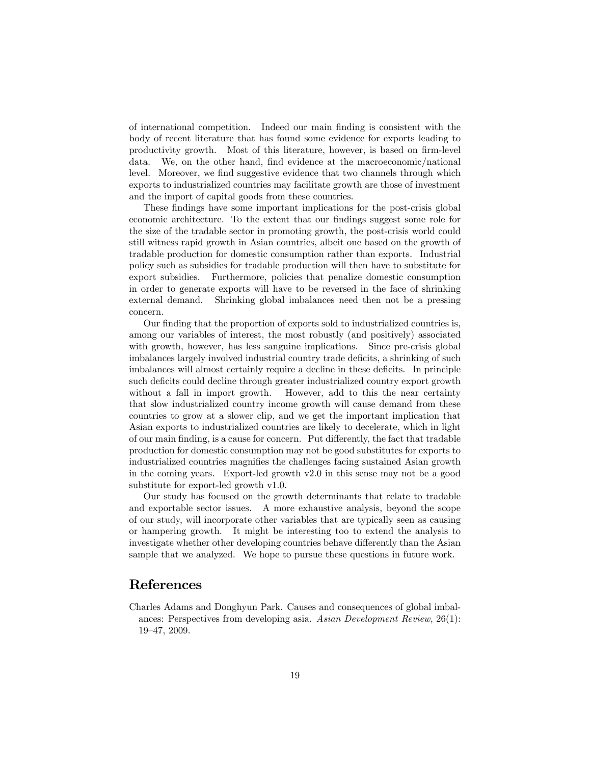of international competition. Indeed our main finding is consistent with the body of recent literature that has found some evidence for exports leading to productivity growth. Most of this literature, however, is based on firm-level data. We, on the other hand, find evidence at the macroeconomic/national level. Moreover, we find suggestive evidence that two channels through which exports to industrialized countries may facilitate growth are those of investment and the import of capital goods from these countries.

These findings have some important implications for the post-crisis global economic architecture. To the extent that our findings suggest some role for the size of the tradable sector in promoting growth, the post-crisis world could still witness rapid growth in Asian countries, albeit one based on the growth of tradable production for domestic consumption rather than exports. Industrial policy such as subsidies for tradable production will then have to substitute for export subsidies. Furthermore, policies that penalize domestic consumption in order to generate exports will have to be reversed in the face of shrinking external demand. Shrinking global imbalances need then not be a pressing concern.

Our finding that the proportion of exports sold to industrialized countries is, among our variables of interest, the most robustly (and positively) associated with growth, however, has less sanguine implications. Since pre-crisis global imbalances largely involved industrial country trade deficits, a shrinking of such imbalances will almost certainly require a decline in these deficits. In principle such deficits could decline through greater industrialized country export growth without a fall in import growth. However, add to this the near certainty that slow industrialized country income growth will cause demand from these countries to grow at a slower clip, and we get the important implication that Asian exports to industrialized countries are likely to decelerate, which in light of our main finding, is a cause for concern. Put differently, the fact that tradable production for domestic consumption may not be good substitutes for exports to industrialized countries magnifies the challenges facing sustained Asian growth in the coming years. Export-led growth v2.0 in this sense may not be a good substitute for export-led growth v1.0.

Our study has focused on the growth determinants that relate to tradable and exportable sector issues. A more exhaustive analysis, beyond the scope of our study, will incorporate other variables that are typically seen as causing or hampering growth. It might be interesting too to extend the analysis to investigate whether other developing countries behave differently than the Asian sample that we analyzed. We hope to pursue these questions in future work.

# References

Charles Adams and Donghyun Park. Causes and consequences of global imbalances: Perspectives from developing asia. *Asian Development Review*, 26(1): 19–47, 2009.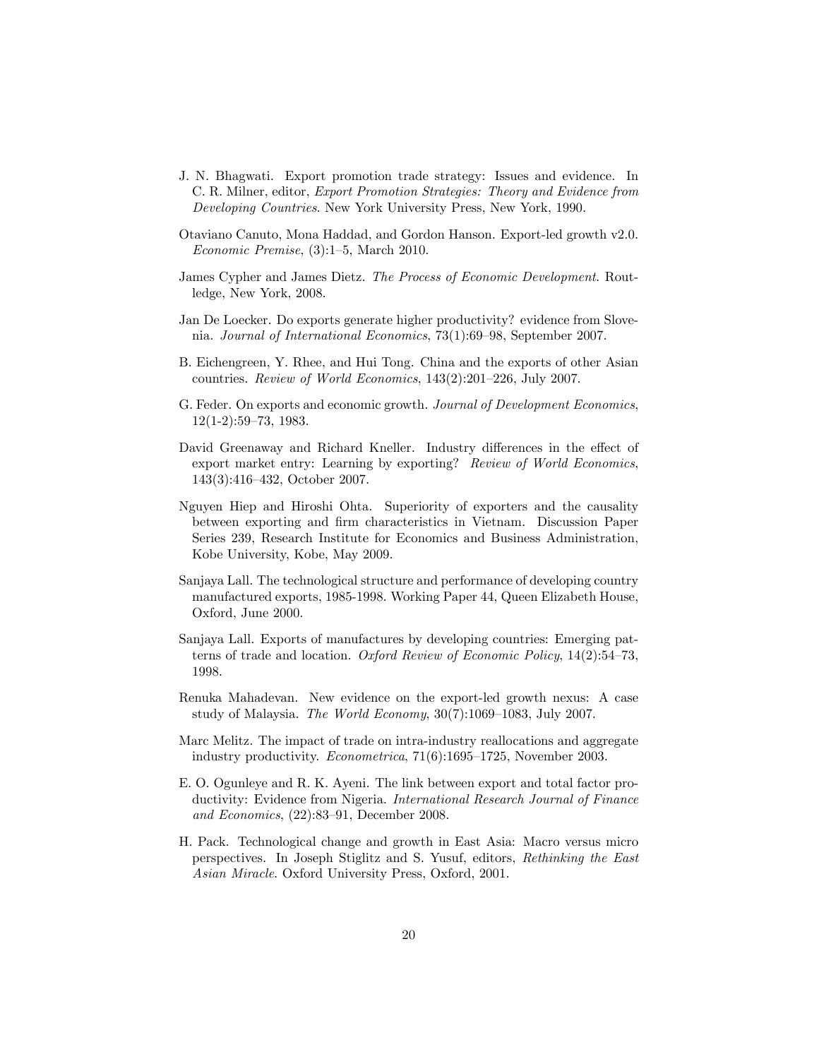J. N. Bhagwati. Export promotion trade strategy: Issues and evidence. In C. R. Milner, editor, *Export Promotion Strategies: Theory and Evidence from Developing Countries*. New York University Press, New York, 1990.

Otaviano Canuto, Mona Haddad, and Gordon Hanson. Export-led growth v2.0. *Economic Premise*, (3):1–5, March 2010.

James Cypher and James Dietz. *The Process of Economic Development*. Routledge, New York, 2008.

Jan De Loecker. Do exports generate higher productivity? evidence from Slovenia. *Journal of International Economics*, 73(1):69–98, September 2007.

B. Eichengreen, Y. Rhee, and Hui Tong. China and the exports of other Asian countries. *Review of World Economics*, 143(2):201–226, July 2007.

G. Feder. On exports and economic growth. *Journal of Development Economics*, 12(1-2):59–73, 1983.

David Greenaway and Richard Kneller. Industry differences in the effect of export market entry: Learning by exporting? *Review of World Economics*, 143(3):416–432, October 2007.

Nguyen Hiep and Hiroshi Ohta. Superiority of exporters and the causality between exporting and firm characteristics in Vietnam. Discussion Paper Series 239, Research Institute for Economics and Business Administration, Kobe University, Kobe, May 2009.

Sanjaya Lall. The technological structure and performance of developing country manufactured exports, 1985-1998. Working Paper 44, Queen Elizabeth House, Oxford, June 2000.

Sanjaya Lall. Exports of manufactures by developing countries: Emerging patterns of trade and location. *Oxford Review of Economic Policy*, 14(2):54–73, 1998.

Renuka Mahadevan. New evidence on the export-led growth nexus: A case study of Malaysia. *The World Economy*, 30(7):1069–1083, July 2007.

Marc Melitz. The impact of trade on intra-industry reallocations and aggregate industry productivity. *Econometrica*, 71(6):1695–1725, November 2003.

E. O. Ogunleye and R. K. Ayeni. The link between export and total factor productivity: Evidence from Nigeria. *International Research Journal of Finance and Economics*, (22):83–91, December 2008.

H. Pack. Technological change and growth in East Asia: Macro versus micro perspectives. In Joseph Stiglitz and S. Yusuf, editors, *Rethinking the East Asian Miracle*. Oxford University Press, Oxford, 2001.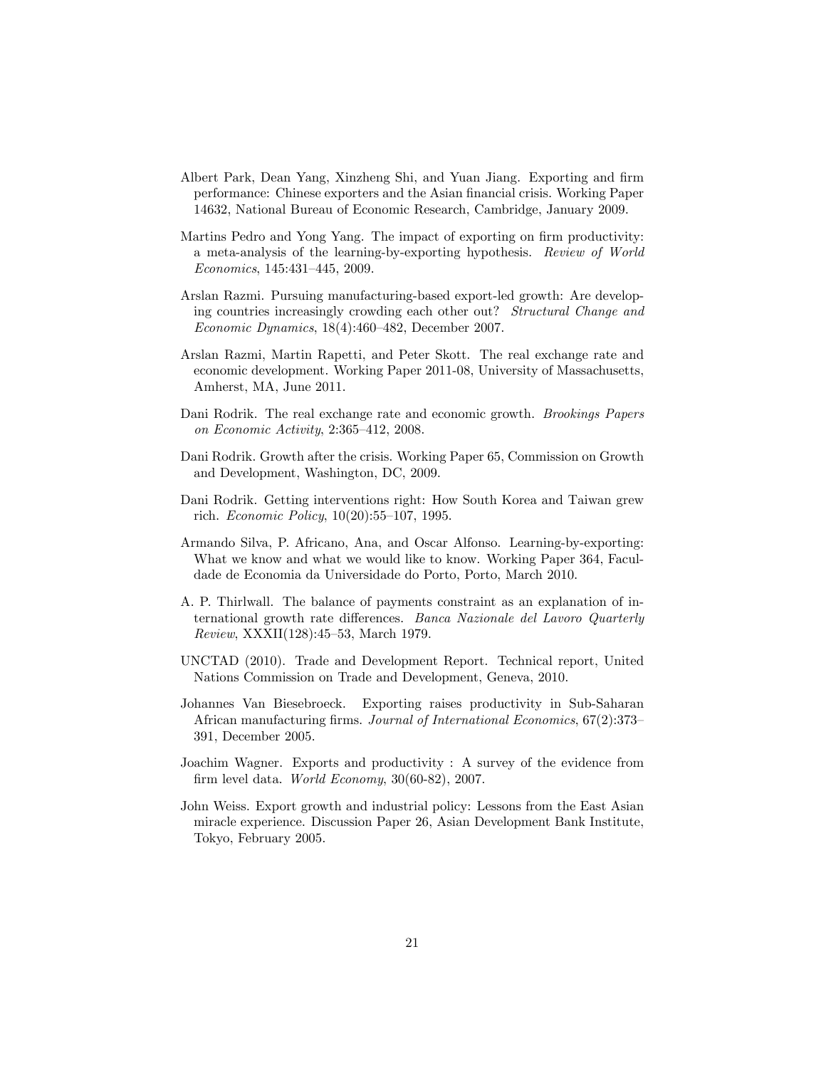Albert Park, Dean Yang, Xinzheng Shi, and Yuan Jiang. Exporting and firm performance: Chinese exporters and the Asian financial crisis. Working Paper 14632, National Bureau of Economic Research, Cambridge, January 2009.

Martins Pedro and Yong Yang. The impact of exporting on firm productivity: a meta-analysis of the learning-by-exporting hypothesis. *Review of World Economics*, 145:431–445, 2009.

Arslan Razmi. Pursuing manufacturing-based export-led growth: Are developing countries increasingly crowding each other out? *Structural Change and Economic Dynamics*, 18(4):460–482, December 2007.

Arslan Razmi, Martin Rapetti, and Peter Skott. The real exchange rate and economic development. Working Paper 2011-08, University of Massachusetts, Amherst, MA, June 2011.

Dani Rodrik. The real exchange rate and economic growth. *Brookings Papers on Economic Activity*, 2:365–412, 2008.

Dani Rodrik. Growth after the crisis. Working Paper 65, Commission on Growth and Development, Washington, DC, 2009.

Dani Rodrik. Getting interventions right: How South Korea and Taiwan grew rich. *Economic Policy*, 10(20):55–107, 1995.

Armando Silva, P. Africano, Ana, and Oscar Alfonso. Learning-by-exporting: What we know and what we would like to know. Working Paper 364, Faculdade de Economia da Universidade do Porto, Porto, March 2010.

A. P. Thirlwall. The balance of payments constraint as an explanation of international growth rate differences. *Banca Nazionale del Lavoro Quarterly Review*, XXXII(128):45–53, March 1979.

UNCTAD (2010). Trade and Development Report. Technical report, United Nations Commission on Trade and Development, Geneva, 2010.

Johannes Van Biesebroeck. Exporting raises productivity in Sub-Saharan African manufacturing firms. *Journal of International Economics*, 67(2):373–391, December 2005.

Joachim Wagner. Exports and productivity : A survey of the evidence from firm level data. *World Economy*, 30(60-82), 2007.

John Weiss. Export growth and industrial policy: Lessons from the East Asian miracle experience. Discussion Paper 26, Asian Development Bank Institute, Tokyo, February 2005.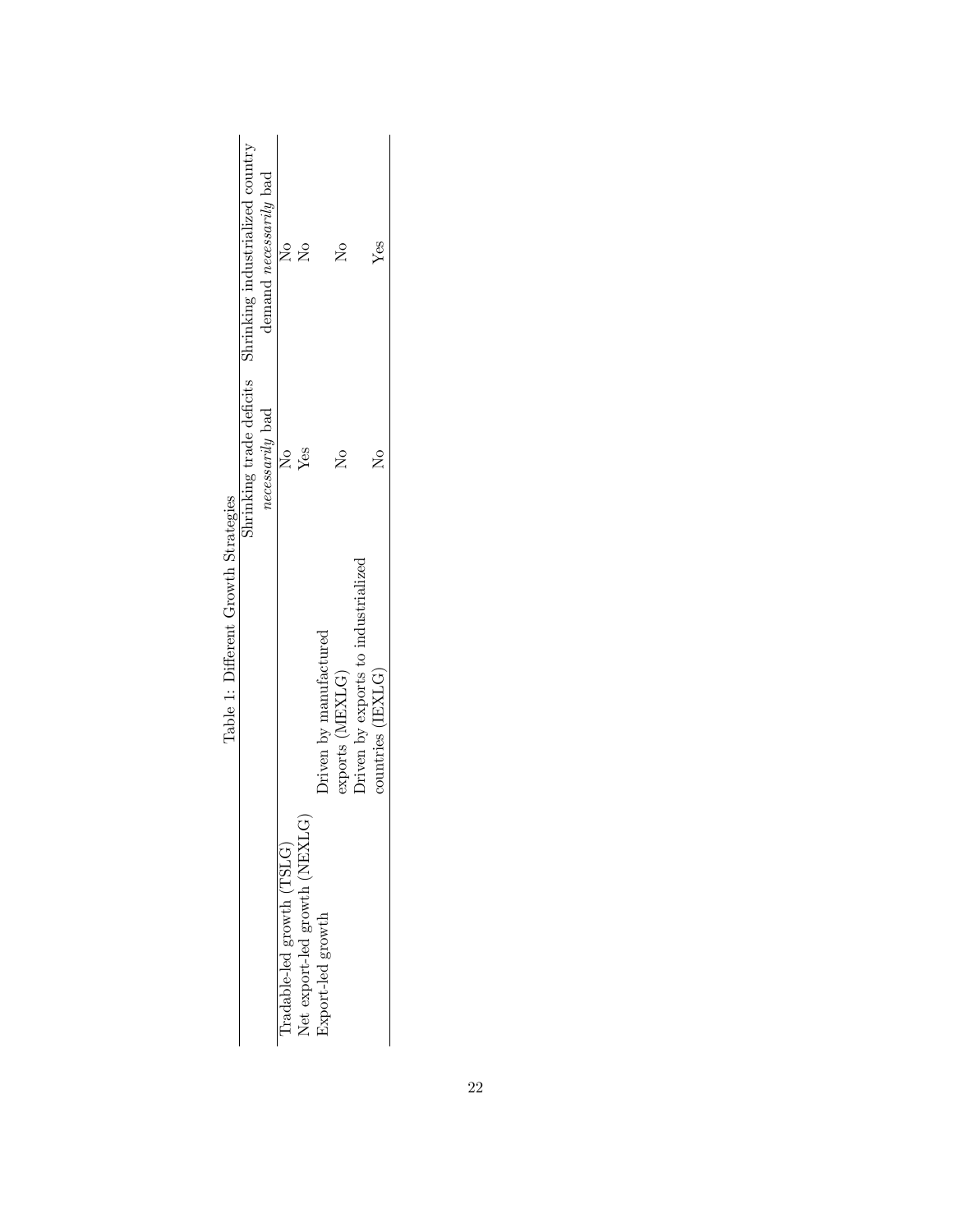Table 1: Different Growth Strategies

| | | Shrinking trade deficits *necessarily* bad | Shrinking industrialized country demand *necessarily* bad |
|---|---|---|---|
| Tradable-led growth (TSLG) | | No | No |
| Net export-led growth (NEXLG) | | Yes | No |
| Export-led growth | Driven by manufactured exports (MEXLG) | No | No |
| | Driven by exports to industrialized countries (IEXLG) | No | Yes |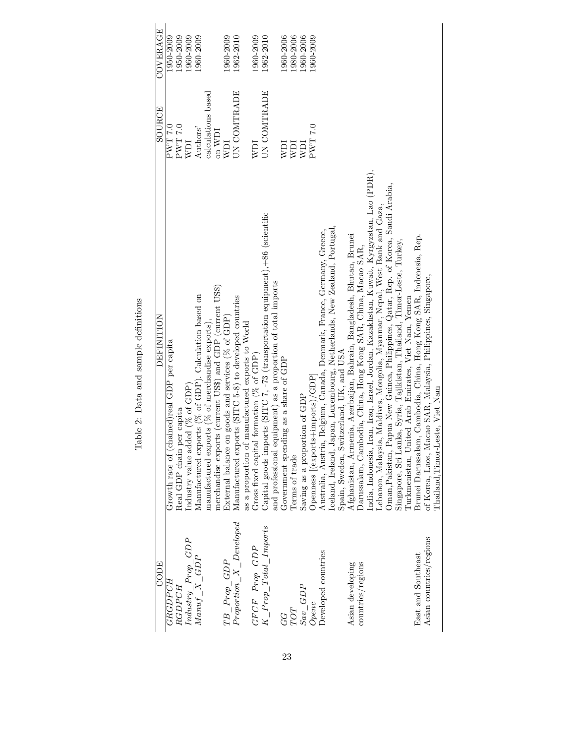Table 2: Data and sample definitions

| CODE | DEFINITION | SOURCE | COVERAGE |
|---|---|---|---|
| *GRGDPCH* | Growth rate of (chained)real GDP per capita | PWT 7.0 | 1950-2009 |
| *RGDPCH* | Real GDP chain per capita | PWT 7.0 | 1950-2009 |
| *Industry_Prop_GDP* | Industry value added (% of GDP) | WDI | 1960-2009 |
| *Manuf_X_GDP* | Manufactured exports (% of GDP). Calculation based on manufactured exports (% of merchandise exports), merchandise exports (current US$) and GDP (current US$) | Authors' calculations based on WDI | 1960-2009 |
| *TB_Prop_GDP* | External balance on goods and services (% of GDP) | WDI | 1960-2009 |
| *Proportion_X_Developed* | Manufactured exports (SITC 5-8) to developed countries as a proportion of manufactured exports to World | UN COMTRADE | 1962-2010 |
| *GFCF_Prop_GDP* | Gross fixed capital formation (% of GDP) | WDI | 1960-2009 |
| *K_Prop_Total_Imports* | Capital goods imports (SITC 7, -73 (transportation equipment),+86 (scientific and professional equipment) as a proportion of total imports | UN COMTRADE | 1962-2010 |
| *GG* | Government spending as a share of GDP | WDI | 1960-2006 |
| *TOT* | Terms of trade | WDI | 1980-2006 |
| *Sav_GDP* | Saving as a proportion of GDP | WDI | 1960-2006 |
| *Openc* | Openness [(exports+imports)/(GDP] | PWT 7.0 | 1960-2009 |
| Developed countries | Australia, Austria, Belgium, Canada, Denmark, France, Germany, Greece, Iceland, Ireland, Japan, Luxembourg, Netherlands, New Zealand, Portugal, Spain, Sweden, Switzerland, UK, and USA | | |
| Asian developing countries/regions | Afghanistan, Armenia, Azerbaijan, Bahrain, Bangladesh, Bhutan, Brunei Darussalam, Cambodia, China, Hong Kong SAR, China, Macao SAR, India, Indonesia, Iran, Iraq, Israel, Jordan, Kazakhstan, Kuwait, Kyrgyzstan, Lao (PDR), Lebanon, Malaysia, Maldives, Mongolia, Myanmar, Nepal, West Bank and Gaza, Oman,Pakistan, Papua New Guinea, Philippines, Qatar, Rep. of Korea, Saudi Arabia, Singapore, Sri Lanka, Syria, Tajikistan, Thailand, Timor-Leste, Turkey, Turkmenistan, United Arab Emirates, Viet Nam, Yemen | | |
| East and Southeast Asian countries/regions | Brunei Darussalam, Cambodia, China, Hong Kong SAR, Indonesia, Rep. of Korea, Laos, Macao SAR, Malaysia, Philippines, Singapore, Thailand,Timor-Leste, Viet Nam | | |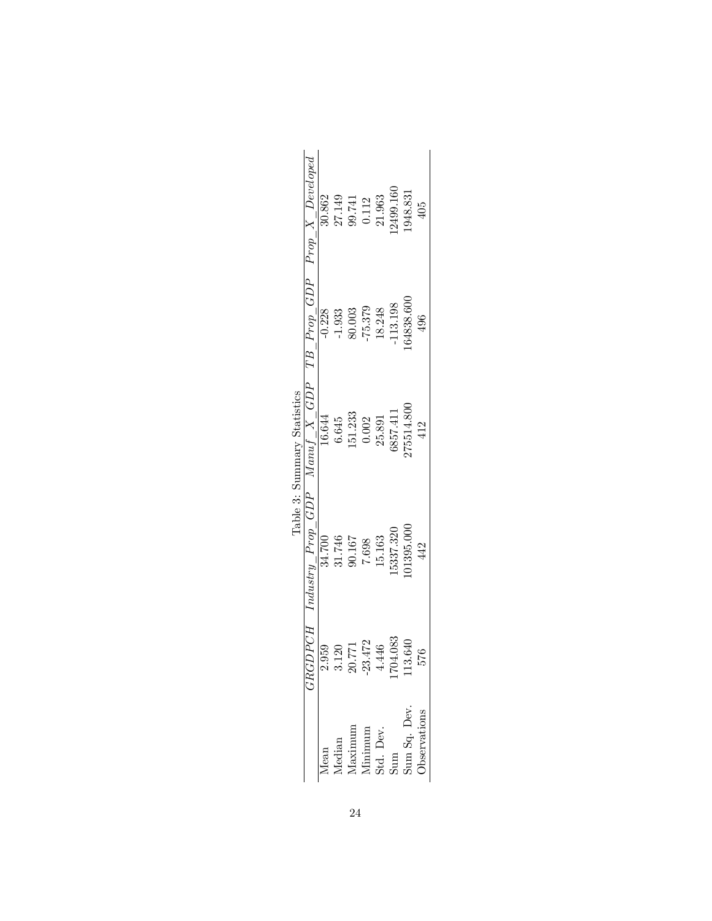Table 3: Summary Statistics

| | *GRGDPCH* | *Industry_Prop_GDP* | *Manuf_X_GDP* | *TB_Prop_GDP* | *Prop_X_Developed* |
|---|---|---|---|---|---|
| Mean | 2.959 | 34.700 | 16.644 | -0.228 | 30.862 |
| Median | 3.120 | 31.746 | 6.645 | -1.933 | 27.149 |
| Maximum | 20.771 | 90.167 | 151.233 | 80.003 | 99.741 |
| Minimum | -23.472 | 7.698 | 0.002 | -75.379 | 0.112 |
| Std. Dev. | 4.446 | 15.163 | 25.891 | 18.248 | 21.963 |
| Sum | 1704.083 | 15337.320 | 6857.411 | -113.198 | 12499.160 |
| Sum Sq. Dev. | 113.640 | 101395.000 | 275514.800 | 164838.600 | 1948.831 |
| Observations | 576 | 442 | 412 | 496 | 405 |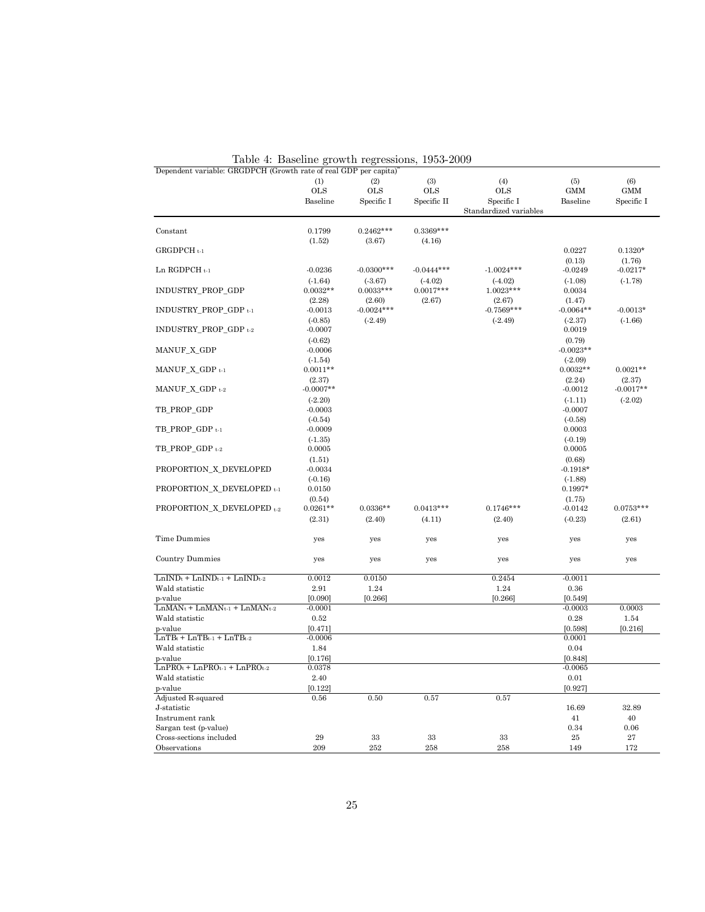Table 4: Baseline growth regressions, 1953-2009

Dependent variable: GRGDPCH (Growth rate of real GDP per capita)

| | (1) OLS Baseline | (2) OLS Specific I | (3) OLS Specific II | (4) OLS Specific I Standardized variables | (5) GMM Baseline | (6) GMM Specific I |
|---|---|---|---|---|---|---|
| Constant | 0.1799 | 0.2462*** | 0.3369*** | | | |
| | (1.52) | (3.67) | (4.16) | | | |
| GRGDPCH $_{t-1}$ | | | | | 0.0227 | 0.1320* |
| | | | | | (0.13) | (1.76) |
| Ln RGDPCH $_{t-1}$ | -0.0236 | -0.0300*** | -0.0444*** | -1.0024*** | -0.0249 | -0.0217* |
| | (-1.64) | (-3.67) | (-4.02) | (-4.02) | (-1.08) | (-1.78) |
| INDUSTRY_PROP_GDP | 0.0032** | 0.0033*** | 0.0017*** | 1.0023*** | 0.0034 | |
| | (2.28) | (2.60) | (2.67) | (2.67) | (1.47) | |
| INDUSTRY_PROP_GDP $_{t-1}$ | -0.0013 | -0.0024*** | | -0.7569*** | -0.0064** | -0.0013* |
| | (-0.85) | (-2.49) | | (-2.49) | (-2.37) | (-1.66) |
| INDUSTRY_PROP_GDP $_{t-2}$ | -0.0007 | | | | 0.0019 | |
| | (-0.62) | | | | (0.79) | |
| MANUF_X_GDP | -0.0006 | | | | -0.0023** | |
| | (-1.54) | | | | (-2.09) | |
| MANUF_X_GDP $_{t-1}$ | 0.0011** | | | | 0.0032** | 0.0021** |
| | (2.37) | | | | (2.24) | (2.37) |
| MANUF_X_GDP $_{t-2}$ | -0.0007** | | | | -0.0012 | -0.0017** |
| | (-2.20) | | | | (-1.11) | (-2.02) |
| TB_PROP_GDP | -0.0003 | | | | -0.0007 | |
| | (-0.54) | | | | (-0.58) | |
| TB_PROP_GDP $_{t-1}$ | -0.0009 | | | | 0.0003 | |
| | (-1.35) | | | | (-0.19) | |
| TB_PROP_GDP $_{t-2}$ | 0.0005 | | | | 0.0005 | |
| | (1.51) | | | | (0.68) | |
| PROPORTION_X_DEVELOPED | -0.0034 | | | | -0.1918* | |
| | (-0.16) | | | | (-1.88) | |
| PROPORTION_X_DEVELOPED $_{t-1}$ | 0.0150 | | | | 0.1997* | |
| | (0.54) | | | | (1.75) | |
| PROPORTION_X_DEVELOPED $_{t-2}$ | 0.0261** | 0.0336** | 0.0413*** | 0.1746*** | -0.0142 | 0.0753*** |
| | (2.31) | (2.40) | (4.11) | (2.40) | (-0.23) | (2.61) |
| Time Dummies | yes | yes | yes | yes | yes | yes |
| Country Dummies | yes | yes | yes | yes | yes | yes |
| $LnIND_t + LnIND_{t-1} + LnIND_{t-2}$ | 0.0012 | 0.0150 | | 0.2454 | -0.0011 | |
| Wald statistic | 2.91 | 1.24 | | 1.24 | 0.36 | |
| p-value | [0.090] | [0.266] | | [0.266] | [0.549] | |
| $LnMAN_t + LnMAN_{t-1} + LnMAN_{t-2}$ | -0.0001 | | | | -0.0003 | 0.0003 |
| Wald statistic | 0.52 | | | | 0.28 | 1.54 |
| p-value | [0.471] | | | | [0.598] | [0.216] |
| $LnTB_t + LnTB_{t-1} + LnTB_{t-2}$ | -0.0006 | | | | 0.0001 | |
| Wald statistic | 1.84 | | | | 0.04 | |
| p-value | [0.176] | | | | [0.848] | |
| $LnPRO_t + LnPRO_{t-1} + LnPRO_{t-2}$ | 0.0378 | | | | -0.0065 | |
| Wald statistic | 2.40 | | | | 0.01 | |
| p-value | [0.122] | | | | [0.927] | |
| Adjusted R-squared | 0.56 | 0.50 | 0.57 | 0.57 | | |
| J-statistic | | | | | 16.69 | 32.89 |
| Instrument rank | | | | | 41 | 40 |
| Sargan test (p-value) | | | | | 0.34 | 0.06 |
| Cross-sections included | 29 | 33 | 33 | 33 | 25 | 27 |
| Observations | 209 | 252 | 258 | 258 | 149 | 172 |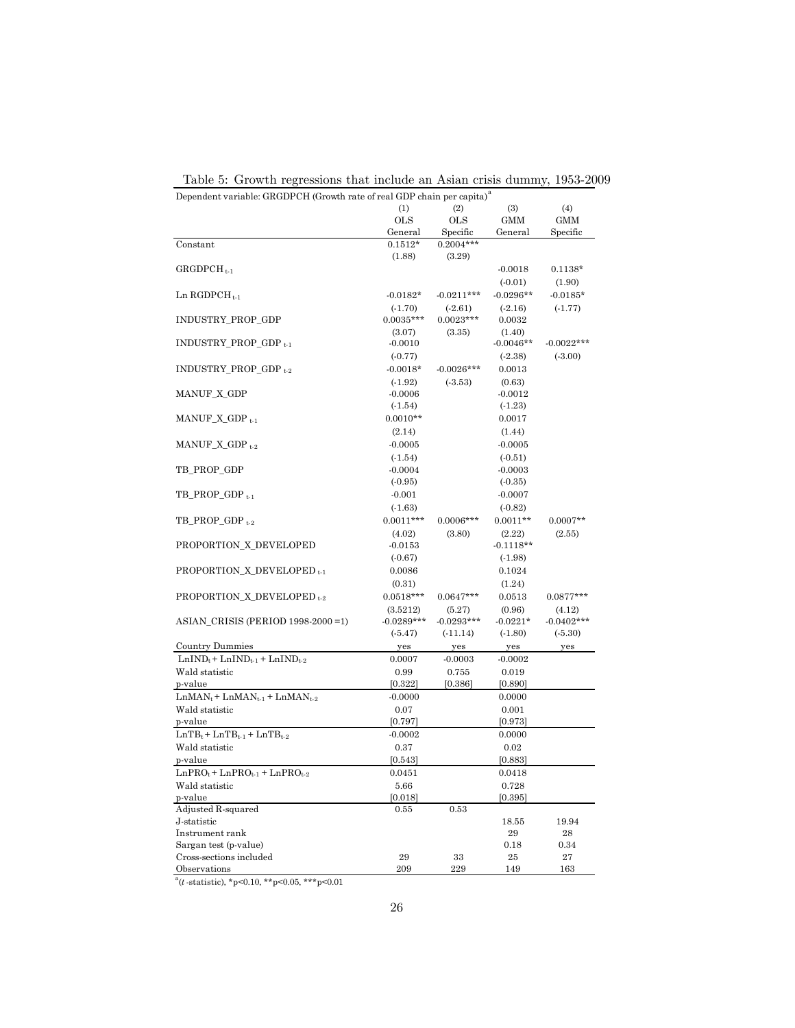Table 5: Growth regressions that include an Asian crisis dummy, 1953-2009

Dependent variable: GRGDPCH (Growth rate of real GDP chain per capita)[a]

| | (1) OLS General | (2) OLS Specific | (3) GMM General | (4) GMM Specific |
|---|---|---|---|---|
| Constant | 0.1512* | 0.2004*** | | |
| | (1.88) | (3.29) | | |
| $GRGDPCH_{t-1}$ | | | -0.0018 | 0.1138* |
| | | | (-0.01) | (1.90) |
| Ln $RGDPCH_{t-1}$ | -0.0182* | -0.0211*** | -0.0296** | -0.0185* |
| | (-1.70) | (-2.61) | (-2.16) | (-1.77) |
| INDUSTRY_PROP_GDP | 0.0035*** | 0.0023*** | 0.0032 | |
| | (3.07) | (3.35) | (1.40) | |
| INDUSTRY_PROP_GDP $_{t-1}$ | -0.0010 | | -0.0046** | -0.0022*** |
| | (-0.77) | | (-2.38) | (-3.00) |
| INDUSTRY_PROP_GDP $_{t-2}$ | -0.0018* | -0.0026*** | 0.0013 | |
| | (-1.92) | (-3.53) | (0.63) | |
| MANUF_X_GDP | -0.0006 | | -0.0012 | |
| | (-1.54) | | (-1.23) | |
| MANUF_X_GDP $_{t-1}$ | 0.0010** | | 0.0017 | |
| | (2.14) | | (1.44) | |
| MANUF_X_GDP $_{t-2}$ | -0.0005 | | -0.0005 | |
| | (-1.54) | | (-0.51) | |
| TB_PROP_GDP | -0.0004 | | -0.0003 | |
| | (-0.95) | | (-0.35) | |
| TB_PROP_GDP $_{t-1}$ | -0.001 | | -0.0007 | |
| | (-1.63) | | (-0.82) | |
| TB_PROP_GDP $_{t-2}$ | 0.0011*** | 0.0006*** | 0.0011** | 0.0007** |
| | (4.02) | (3.80) | (2.22) | (2.55) |
| PROPORTION_X_DEVELOPED | -0.0153 | | -0.1118** | |
| | (-0.67) | | (-1.98) | |
| PROPORTION_X_DEVELOPED $_{t-1}$ | 0.0086 | | 0.1024 | |
| | (0.31) | | (1.24) | |
| PROPORTION_X_DEVELOPED $_{t-2}$ | 0.0518*** | 0.0647*** | 0.0513 | 0.0877*** |
| | (3.5212) | (5.27) | (0.96) | (4.12) |
| ASIAN_CRISIS (PERIOD 1998-2000 =1) | -0.0289*** | -0.0293*** | -0.0221* | -0.0402*** |
| | (-5.47) | (-11.14) | (-1.80) | (-5.30) |
| Country Dummies | yes | yes | yes | yes |
| $LnIND_t + LnIND_{t-1} + LnIND_{t-2}$ | 0.0007 | -0.0003 | -0.0002 | |
| Wald statistic | 0.99 | 0.755 | 0.019 | |
| p-value | [0.322] | [0.386] | [0.890] | |
| $LnMAN_t + LnMAN_{t-1} + LnMAN_{t-2}$ | -0.0000 | | 0.0000 | |
| Wald statistic | 0.07 | | 0.001 | |
| p-value | [0.797] | | [0.973] | |
| $LnTB_t + LnTB_{t-1} + LnTB_{t-2}$ | -0.0002 | | 0.0000 | |
| Wald statistic | 0.37 | | 0.02 | |
| p-value | [0.543] | | [0.883] | |
| $LnPRO_t + LnPRO_{t-1} + LnPRO_{t-2}$ | 0.0451 | | 0.0418 | |
| Wald statistic | 5.66 | | 0.728 | |
| p-value | [0.018] | | [0.395] | |
| Adjusted R-squared | 0.55 | 0.53 | | |
| J-statistic | | | 18.55 | 19.94 |
| Instrument rank | | | 29 | 28 |
| Sargan test (p-value) | | | 0.18 | 0.34 |
| Cross-sections included | 29 | 33 | 25 | 27 |
| Observations | 209 | 229 | 149 | 163 |

[a] (*t*-statistic), *p<0.10, **p<0.05, ***p<0.01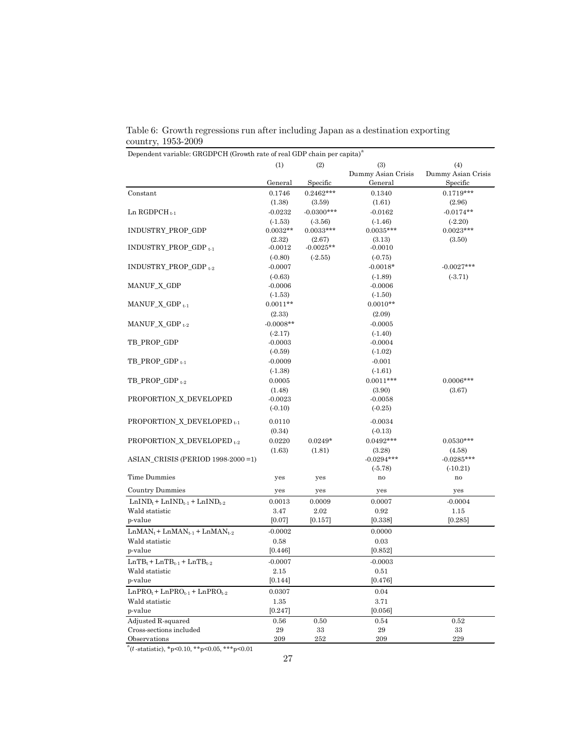Table 6: Growth regressions run after including Japan as a destination exporting country, 1953-2009

| Dependent variable: GRGDPCH (Growth rate of real GDP chain per capita)[a] | (1) | (2) | (3) | (4) |
|---|---|---|---|---|
| | | | Dummy Asian Crisis | Dummy Asian Crisis |
| | General | Specific | General | Specific |
| Constant | 0.1746 | 0.2462*** | 0.1340 | 0.1719*** |
| | (1.38) | (3.59) | (1.61) | (2.96) |
| Ln RGDPCH $_{t-1}$ | -0.0232 | -0.0300*** | -0.0162 | -0.0174** |
| | (-1.53) | (-3.56) | (-1.46) | (-2.20) |
| INDUSTRY_PROP_GDP | 0.0032** | 0.0033*** | 0.0035*** | 0.0023*** |
| | (2.32) | (2.67) | (3.13) | (3.50) |
| INDUSTRY_PROP_GDP $_{t-1}$ | -0.0012 | -0.0025** | -0.0010 | |
| | (-0.80) | (-2.55) | (-0.75) | |
| INDUSTRY_PROP_GDP $_{t-2}$ | -0.0007 | | -0.0018* | -0.0027*** |
| | (-0.63) | | (-1.89) | (-3.71) |
| MANUF_X_GDP | -0.0006 | | -0.0006 | |
| | (-1.53) | | (-1.50) | |
| MANUF_X_GDP $_{t-1}$ | 0.0011** | | 0.0010** | |
| | (2.33) | | (2.09) | |
| MANUF_X_GDP $_{t-2}$ | -0.0008** | | -0.0005 | |
| | (-2.17) | | (-1.40) | |
| TB_PROP_GDP | -0.0003 | | -0.0004 | |
| | (-0.59) | | (-1.02) | |
| TB_PROP_GDP $_{t-1}$ | -0.0009 | | -0.001 | |
| | (-1.38) | | (-1.61) | |
| TB_PROP_GDP $_{t-2}$ | 0.0005 | | 0.0011*** | 0.0006*** |
| | (1.48) | | (3.90) | (3.67) |
| PROPORTION_X_DEVELOPED | -0.0023 | | -0.0058 | |
| | (-0.10) | | (-0.25) | |
| PROPORTION_X_DEVELOPED $_{t-1}$ | 0.0110 | | -0.0034 | |
| | (0.34) | | (-0.13) | |
| PROPORTION_X_DEVELOPED $_{t-2}$ | 0.0220 | 0.0249* | 0.0492*** | 0.0530*** |
| | (1.63) | (1.81) | (3.28) | (4.58) |
| ASIAN_CRISIS (PERIOD 1998-2000 =1) | | | -0.0294*** | -0.0285*** |
| | | | (-5.78) | (-10.21) |
| Time Dummies | yes | yes | no | no |
| Country Dummies | yes | yes | yes | yes |
| $LnIND_t + LnIND_{t-1} + LnIND_{t-2}$ | 0.0013 | 0.0009 | 0.0007 | -0.0004 |
| Wald statistic | 3.47 | 2.02 | 0.92 | 1.15 |
| p-value | [0.07] | [0.157] | [0.338] | [0.285] |
| $LnMAN_t + LnMAN_{t-1} + LnMAN_{t-2}$ | -0.0002 | | 0.0000 | |
| Wald statistic | 0.58 | | 0.03 | |
| p-value | [0.446] | | [0.852] | |
| $LnTB_t + LnTB_{t-1} + LnTB_{t-2}$ | -0.0007 | | -0.0003 | |
| Wald statistic | 2.15 | | 0.51 | |
| p-value | [0.144] | | [0.476] | |
| $LnPRO_t + LnPRO_{t-1} + LnPRO_{t-2}$ | 0.0307 | | 0.04 | |
| Wald statistic | 1.35 | | 3.71 | |
| p-value | [0.247] | | [0.056] | |
| Adjusted R-squared | 0.56 | 0.50 | 0.54 | 0.52 |
| Cross-sections included | 29 | 33 | 29 | 33 |
| Observations | 209 | 252 | 209 | 229 |

[a] ($t$-statistic), *p<0.10, **p<0.05, ***p<0.01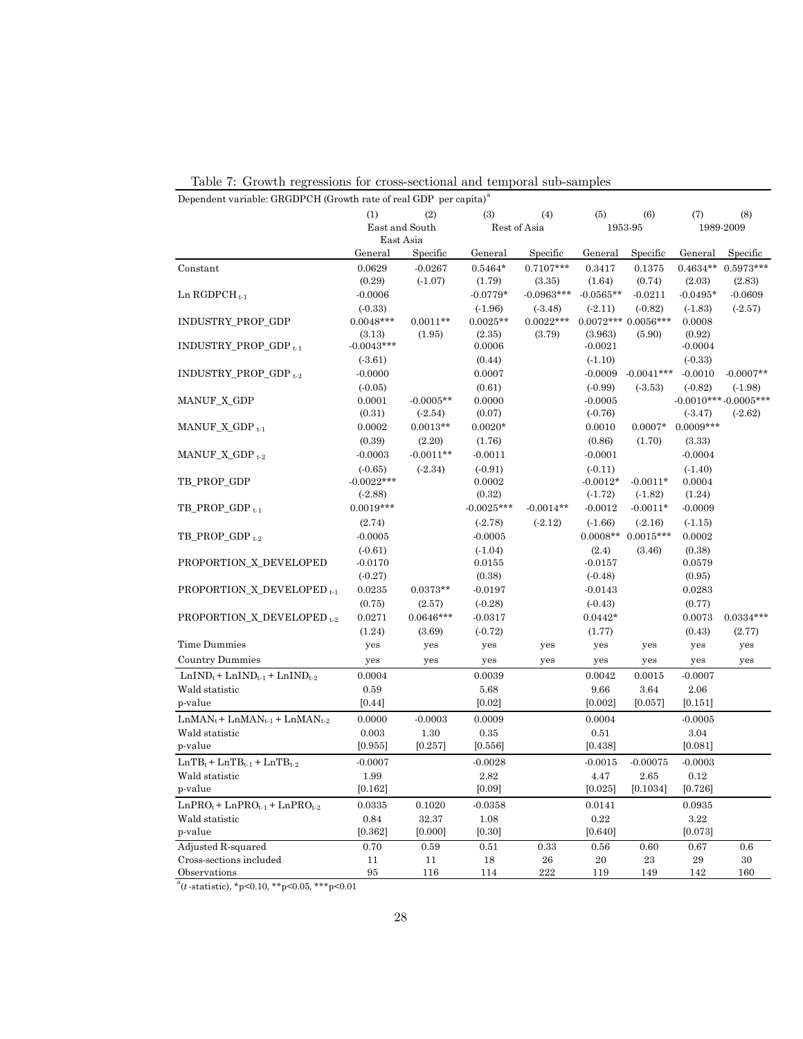Table 7: Growth regressions for cross-sectional and temporal sub-samples

Dependent variable: GRGDPCH (Growth rate of real GDP per capita)[a]

| | (1) | (2) | (3) | (4) | (5) | (6) | (7) | (8) |
|---|---|---|---|---|---|---|---|---|
| | East and South East Asia | | Rest of Asia | | 1953-95 | | 1989-2009 | |
| | General | Specific | General | Specific | General | Specific | General | Specific |
| Constant | 0.0629 | -0.0267 | 0.5464* | 0.7107*** | 0.3417 | 0.1375 | 0.4634** | 0.5973*** |
| | (0.29) | (-1.07) | (1.79) | (3.35) | (1.64) | (0.74) | (2.03) | (2.83) |
| Ln RGDPCH $_{t-1}$ | -0.0006 | | -0.0779* | -0.0963*** | -0.0565** | -0.0211 | -0.0495* | -0.0609 |
| | (-0.33) | | (-1.96) | (-3.48) | (-2.11) | (-0.82) | (-1.83) | (-2.57) |
| INDUSTRY_PROP_GDP | 0.0048*** | 0.0011** | 0.0025** | 0.0022*** | 0.0072*** | 0.0056*** | 0.0008 | |
| | (3.13) | (1.95) | (2.35) | (3.79) | (3.963) | (5.90) | (0.92) | |
| INDUSTRY_PROP_GDP $_{t-1}$ | -0.0043*** | | 0.0006 | | -0.0021 | | -0.0004 | |
| | (-3.61) | | (0.44) | | (-1.10) | | (-0.33) | |
| INDUSTRY_PROP_GDP $_{t-2}$ | -0.0000 | | 0.0007 | | -0.0009 | -0.0041*** | -0.0010 | -0.0007** |
| | (-0.05) | | (0.61) | | (-0.99) | (-3.53) | (-0.82) | (-1.98) |
| MANUF_X_GDP | 0.0001 | -0.0005** | 0.0000 | | -0.0005 | | -0.0010*** | -0.0005*** |
| | (0.31) | (-2.54) | (0.07) | | (-0.76) | | (-3.47) | (-2.62) |
| MANUF_X_GDP $_{t-1}$ | 0.0002 | 0.0013** | 0.0020* | | 0.0010 | 0.0007* | 0.0009*** | |
| | (0.39) | (2.20) | (1.76) | | (0.86) | (1.70) | (3.33) | |
| MANUF_X_GDP $_{t-2}$ | -0.0003 | -0.0011** | -0.0011 | | -0.0001 | | -0.0004 | |
| | (-0.65) | (-2.34) | (-0.91) | | (-0.11) | | (-1.40) | |
| TB_PROP_GDP | -0.0022*** | | 0.0002 | | -0.0012* | -0.0011* | 0.0004 | |
| | (-2.88) | | (0.32) | | (-1.72) | (-1.82) | (1.24) | |
| TB_PROP_GDP $_{t-1}$ | 0.0019*** | | -0.0025*** | -0.0014** | -0.0012 | -0.0011* | -0.0009 | |
| | (2.74) | | (-2.78) | (-2.12) | (-1.66) | (-2.16) | (-1.15) | |
| TB_PROP_GDP $_{t-2}$ | -0.0005 | | -0.0005 | | 0.0008** | 0.0015*** | 0.0002 | |
| | (-0.61) | | (-1.04) | | (2.4) | (3.46) | (0.38) | |
| PROPORTION_X_DEVELOPED | -0.0170 | | 0.0155 | | -0.0157 | | 0.0579 | |
| | (-0.27) | | (0.38) | | (-0.48) | | (0.95) | |
| PROPORTION_X_DEVELOPED $_{t-1}$ | 0.0235 | 0.0373** | -0.0197 | | -0.0143 | | 0.0283 | |
| | (0.75) | (2.57) | (-0.28) | | (-0.43) | | (0.77) | |
| PROPORTION_X_DEVELOPED $_{t-2}$ | 0.0271 | 0.0646*** | -0.0317 | | 0.0442* | | 0.0073 | 0.0334*** |
| | (1.24) | (3.69) | (-0.72) | | (1.77) | | (0.43) | (2.77) |
| Time Dummies | yes | yes | yes | yes | yes | yes | yes | yes |
| Country Dummies | yes | yes | yes | yes | yes | yes | yes | yes |
| $LnIND_t + LnIND_{t-1} + LnIND_{t-2}$ | 0.0004 | | 0.0039 | | 0.0042 | 0.0015 | -0.0007 | |
| Wald statistic | 0.59 | | 5.68 | | 9.66 | 3.64 | 2.06 | |
| p-value | [0.44] | | [0.02] | | [0.002] | [0.057] | [0.151] | |
| $LnMAN_t + LnMAN_{t-1} + LnMAN_{t-2}$ | 0.0000 | -0.0003 | 0.0009 | | 0.0004 | | -0.0005 | |
| Wald statistic | 0.003 | 1.30 | 0.35 | | 0.51 | | 3.04 | |
| p-value | [0.955] | [0.257] | [0.556] | | [0.438] | | [0.081] | |
| $LnTB_t + LnTB_{t-1} + LnTB_{t-2}$ | -0.0007 | | -0.0028 | | -0.0015 | -0.00075 | -0.0003 | |
| Wald statistic | 1.99 | | 2.82 | | 4.47 | 2.65 | 0.12 | |
| p-value | [0.162] | | [0.09] | | [0.025] | [0.1034] | [0.726] | |
| $LnPRO_t + LnPRO_{t-1} + LnPRO_{t-2}$ | 0.0335 | 0.1020 | -0.0358 | | 0.0141 | | 0.0935 | |
| Wald statistic | 0.84 | 32.37 | 1.08 | | 0.22 | | 3.22 | |
| p-value | [0.362] | [0.000] | [0.30] | | [0.640] | | [0.073] | |
| Adjusted R-squared | 0.70 | 0.59 | 0.51 | 0.33 | 0.56 | 0.60 | 0.67 | 0.6 |
| Cross-sections included | 11 | 11 | 18 | 26 | 20 | 23 | 29 | 30 |
| Observations | 95 | 116 | 114 | 222 | 119 | 149 | 142 | 160 |

[a] (*t*-statistic), *p<0.10, **p<0.05, ***p<0.01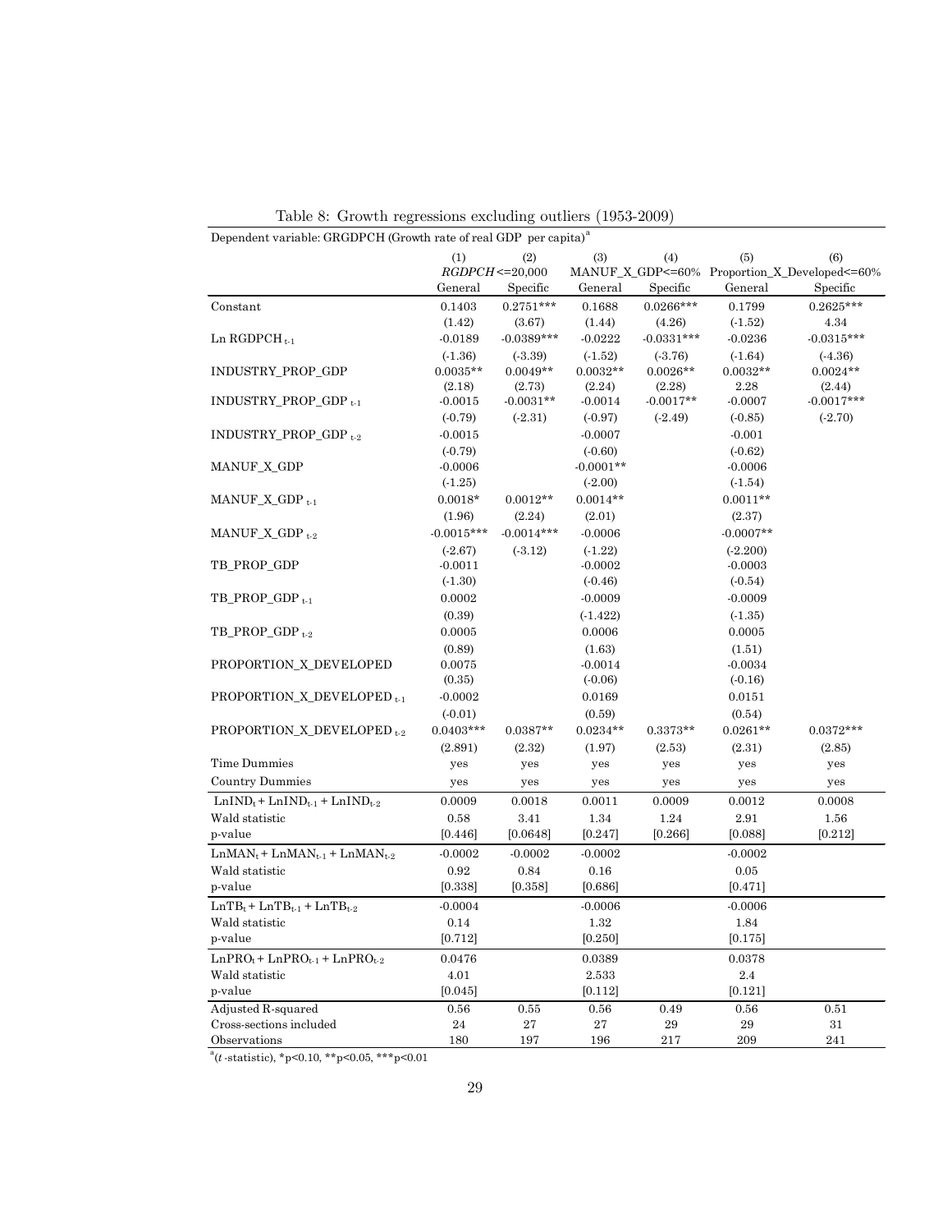Table 8: Growth regressions excluding outliers (1953-2009)

| Dependent variable: GRGDPCH (Growth rate of real GDP per capita)[a] | (1) | (2) | (3) | (4) | (5) | (6) |
|---|---|---|---|---|---|---|
| | *RGDPCH* <=20,000 | | MANUF_X_GDP<=60% | | Proportion_X_Developed<=60% | |
| | General | Specific | General | Specific | General | Specific |
| Constant | 0.1403 | 0.2751*** | 0.1688 | 0.0266*** | 0.1799 | 0.2625*** |
| | (1.42) | (3.67) | (1.44) | (4.26) | (-1.52) | 4.34 |
| Ln RGDPCH $_{t-1}$ | -0.0189 | -0.0389*** | -0.0222 | -0.0331*** | -0.0236 | -0.0315*** |
| | (-1.36) | (-3.39) | (-1.52) | (-3.76) | (-1.64) | (-4.36) |
| INDUSTRY_PROP_GDP | 0.0035** | 0.0049** | 0.0032** | 0.0026** | 0.0032** | 0.0024** |
| | (2.18) | (2.73) | (2.24) | (2.28) | 2.28 | (2.44) |
| INDUSTRY_PROP_GDP $_{t-1}$ | -0.0015 | -0.0031** | -0.0014 | -0.0017** | -0.0007 | -0.0017*** |
| | (-0.79) | (-2.31) | (-0.97) | (-2.49) | (-0.85) | (-2.70) |
| INDUSTRY_PROP_GDP $_{t-2}$ | -0.0015 | | -0.0007 | | -0.001 | |
| | (-0.79) | | (-0.60) | | (-0.62) | |
| MANUF_X_GDP | -0.0006 | | -0.0001** | | -0.0006 | |
| | (-1.25) | | (-2.00) | | (-1.54) | |
| MANUF_X_GDP $_{t-1}$ | 0.0018* | 0.0012** | 0.0014** | | 0.0011** | |
| | (1.96) | (2.24) | (2.01) | | (2.37) | |
| MANUF_X_GDP $_{t-2}$ | -0.0015*** | -0.0014*** | -0.0006 | | -0.0007** | |
| | (-2.67) | (-3.12) | (-1.22) | | (-2.200) | |
| TB_PROP_GDP | -0.0011 | | -0.0002 | | -0.0003 | |
| | (-1.30) | | (-0.46) | | (-0.54) | |
| TB_PROP_GDP $_{t-1}$ | 0.0002 | | -0.0009 | | -0.0009 | |
| | (0.39) | | (-1.422) | | (-1.35) | |
| TB_PROP_GDP $_{t-2}$ | 0.0005 | | 0.0006 | | 0.0005 | |
| | (0.89) | | (1.63) | | (1.51) | |
| PROPORTION_X_DEVELOPED | 0.0075 | | -0.0014 | | -0.0034 | |
| | (0.35) | | (-0.06) | | (-0.16) | |
| PROPORTION_X_DEVELOPED $_{t-1}$ | -0.0002 | | 0.0169 | | 0.0151 | |
| | (-0.01) | | (0.59) | | (0.54) | |
| PROPORTION_X_DEVELOPED $_{t-2}$ | 0.0403*** | 0.0387** | 0.0234** | 0.3373** | 0.0261** | 0.0372*** |
| | (2.891) | (2.32) | (1.97) | (2.53) | (2.31) | (2.85) |
| Time Dummies | yes | yes | yes | yes | yes | yes |
| Country Dummies | yes | yes | yes | yes | yes | yes |
| $LnIND_t + LnIND_{t-1} + LnIND_{t-2}$ | 0.0009 | 0.0018 | 0.0011 | 0.0009 | 0.0012 | 0.0008 |
| Wald statistic | 0.58 | 3.41 | 1.34 | 1.24 | 2.91 | 1.56 |
| p-value | [0.446] | [0.0648] | [0.247] | [0.266] | [0.088] | [0.212] |
| $LnMAN_t + LnMAN_{t-1} + LnMAN_{t-2}$ | -0.0002 | -0.0002 | -0.0002 | | -0.0002 | |
| Wald statistic | 0.92 | 0.84 | 0.16 | | 0.05 | |
| p-value | [0.338] | [0.358] | [0.686] | | [0.471] | |
| $LnTB_t + LnTB_{t-1} + LnTB_{t-2}$ | -0.0004 | | -0.0006 | | -0.0006 | |
| Wald statistic | 0.14 | | 1.32 | | 1.84 | |
| p-value | [0.712] | | [0.250] | | [0.175] | |
| $LnPRO_t + LnPRO_{t-1} + LnPRO_{t-2}$ | 0.0476 | | 0.0389 | | 0.0378 | |
| Wald statistic | 4.01 | | 2.533 | | 2.4 | |
| p-value | [0.045] | | [0.112] | | [0.121] | |
| Adjusted R-squared | 0.56 | 0.55 | 0.56 | 0.49 | 0.56 | 0.51 |
| Cross-sections included | 24 | 27 | 27 | 29 | 29 | 31 |
| Observations | 180 | 197 | 196 | 217 | 209 | 241 |

[a](*t*-statistic), *p<0.10, **p<0.05, ***p<0.01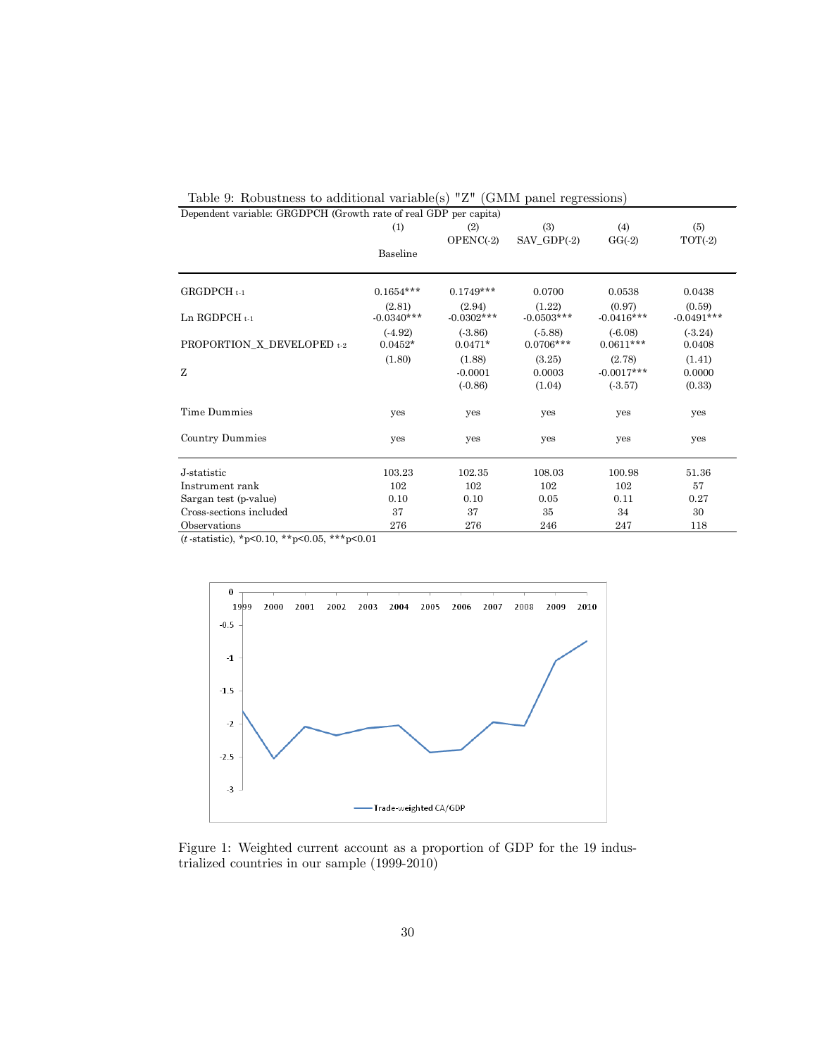Table 9: Robustness to additional variable(s) "Z" (GMM panel regressions)

| Dependent variable: GRGDPCH (Growth rate of real GDP per capita) | (1) Baseline | (2) OPENC(-2) | (3) SAV_GDP(-2) | (4) GG(-2) | (5) TOT(-2) |
|---|---|---|---|---|---|
| GRGDPCH $_{t-1}$ | 0.1654*** | 0.1749*** | 0.0700 | 0.0538 | 0.0438 |
| | (2.81) | (2.94) | (1.22) | (0.97) | (0.59) |
| Ln RGDPCH $_{t-1}$ | -0.0340*** | -0.0302*** | -0.0503*** | -0.0416*** | -0.0491*** |
| | (-4.92) | (-3.86) | (-5.88) | (-6.08) | (-3.24) |
| PROPORTION_X_DEVELOPED $_{t-2}$ | 0.0452* | 0.0471* | 0.0706*** | 0.0611*** | 0.0408 |
| | (1.80) | (1.88) | (3.25) | (2.78) | (1.41) |
| Z | | -0.0001 | 0.0003 | -0.0017*** | 0.0000 |
| | | (-0.86) | (1.04) | (-3.57) | (0.33) |
| Time Dummies | yes | yes | yes | yes | yes |
| Country Dummies | yes | yes | yes | yes | yes |
| J-statistic | 103.23 | 102.35 | 108.03 | 100.98 | 51.36 |
| Instrument rank | 102 | 102 | 102 | 102 | 57 |
| Sargan test (p-value) | 0.10 | 0.10 | 0.05 | 0.11 | 0.27 |
| Cross-sections included | 37 | 37 | 35 | 34 | 30 |
| Observations | 276 | 276 | 246 | 247 | 118 |

(*t*-statistic), *p<0.10, **p<0.05, ***p<0.01

Figure 1: Weighted current account as a proportion of GDP for the 19 industrialized countries in our sample (1999-2010)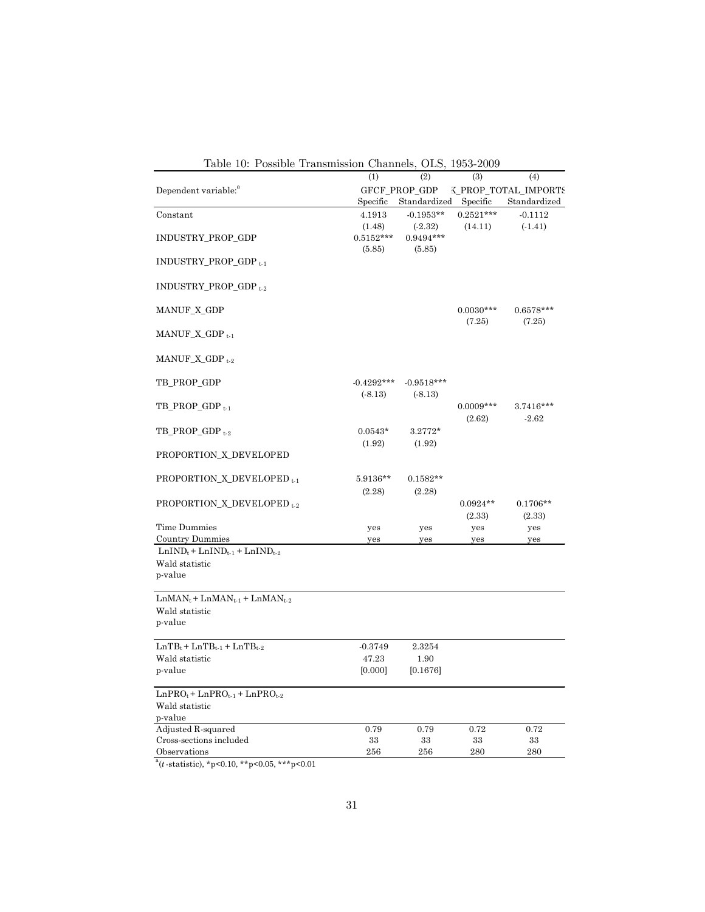Table 10: Possible Transmission Channels, OLS, 1953-2009

| | (1) | (2) | (3) | (4) |
|---|---|---|---|---|
| Dependent variable:[a] | GFCF_PROP_GDP | | K_PROP_TOTAL_IMPORTS | |
| | Specific | Standardized | Specific | Standardized |
| Constant | 4.1913 | -0.1953** | 0.2521*** | -0.1112 |
| | (1.48) | (-2.32) | (14.11) | (-1.41) |
| INDUSTRY_PROP_GDP | 0.5152*** | 0.9494*** | | |
| | (5.85) | (5.85) | | |
| INDUSTRY_PROP_GDP $_{t-1}$ | | | | |
| INDUSTRY_PROP_GDP $_{t-2}$ | | | | |
| MANUF_X_GDP | | | 0.0030*** | 0.6578*** |
| | | | (7.25) | (7.25) |
| MANUF_X_GDP $_{t-1}$ | | | | |
| MANUF_X_GDP $_{t-2}$ | | | | |
| TB_PROP_GDP | -0.4292*** | -0.9518*** | | |
| | (-8.13) | (-8.13) | | |
| TB_PROP_GDP $_{t-1}$ | | | 0.0009*** | 3.7416*** |
| | | | (2.62) | -2.62 |
| TB_PROP_GDP $_{t-2}$ | 0.0543* | 3.2772* | | |
| | (1.92) | (1.92) | | |
| PROPORTION_X_DEVELOPED | | | | |
| PROPORTION_X_DEVELOPED $_{t-1}$ | 5.9136** | 0.1582** | | |
| | (2.28) | (2.28) | | |
| PROPORTION_X_DEVELOPED $_{t-2}$ | | | 0.0924** | 0.1706** |
| | | | (2.33) | (2.33) |
| Time Dummies | yes | yes | yes | yes |
| Country Dummies | yes | yes | yes | yes |
| $LnIND_t + LnIND_{t-1} + LnIND_{t-2}$ | | | | |
| Wald statistic | | | | |
| p-value | | | | |
| $LnMAN_t + LnMAN_{t-1} + LnMAN_{t-2}$ | | | | |
| Wald statistic | | | | |
| p-value | | | | |
| $LnTB_t + LnTB_{t-1} + LnTB_{t-2}$ | -0.3749 | 2.3254 | | |
| Wald statistic | 47.23 | 1.90 | | |
| p-value | [0.000] | [0.1676] | | |
| $LnPRO_t + LnPRO_{t-1} + LnPRO_{t-2}$ | | | | |
| Wald statistic | | | | |
| p-value | | | | |
| Adjusted R-squared | 0.79 | 0.79 | 0.72 | 0.72 |
| Cross-sections included | 33 | 33 | 33 | 33 |
| Observations | 256 | 256 | 280 | 280 |

[a](*t*-statistic), *p<0.10, **p<0.05, ***p<0.01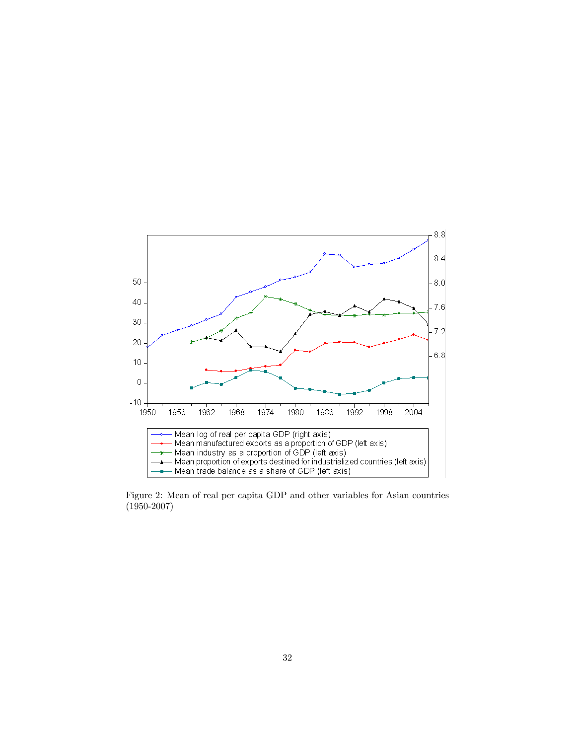Figure 2: Mean of real per capita GDP and other variables for Asian countries (1950-2007)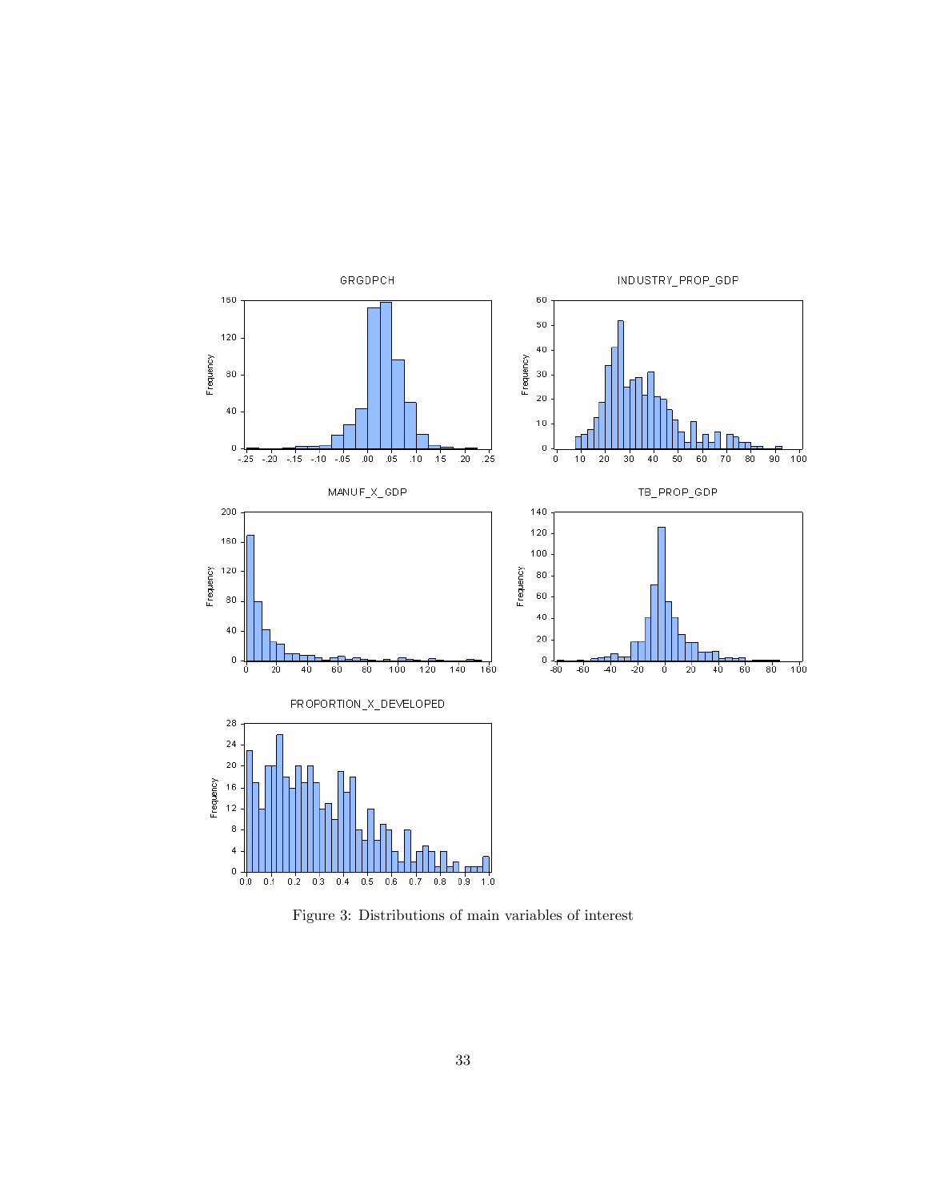Figure 3: Distributions of main variables of interest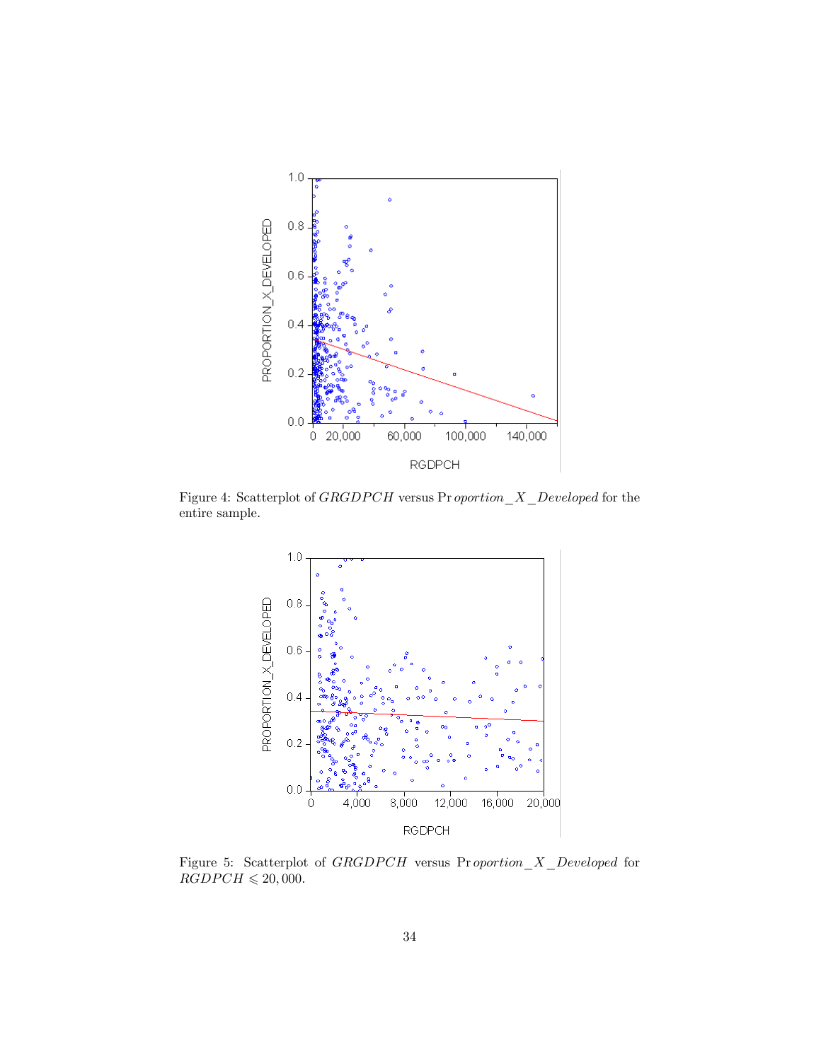PROPORTION_X_DEVELOPED

1.0
0.8
0.6
0.4
0.2
0.0

0 20,000 60,000 100,000 140,000

RGDPCH

Figure 4: Scatterplot of $GRGDPCH$ versus $Proportion\_X\_Developed$ for the entire sample.

PROPORTION_X_DEVELOPED

1.0
0.8
0.6
0.4
0.2
0.0

0 4,000 8,000 12,000 16,000 20,000

RGDPCH

Figure 5: Scatterplot of $GRGDPCH$ versus $Proportion\_X\_Developed$ for $RGDPCH \leqslant 20,000$.